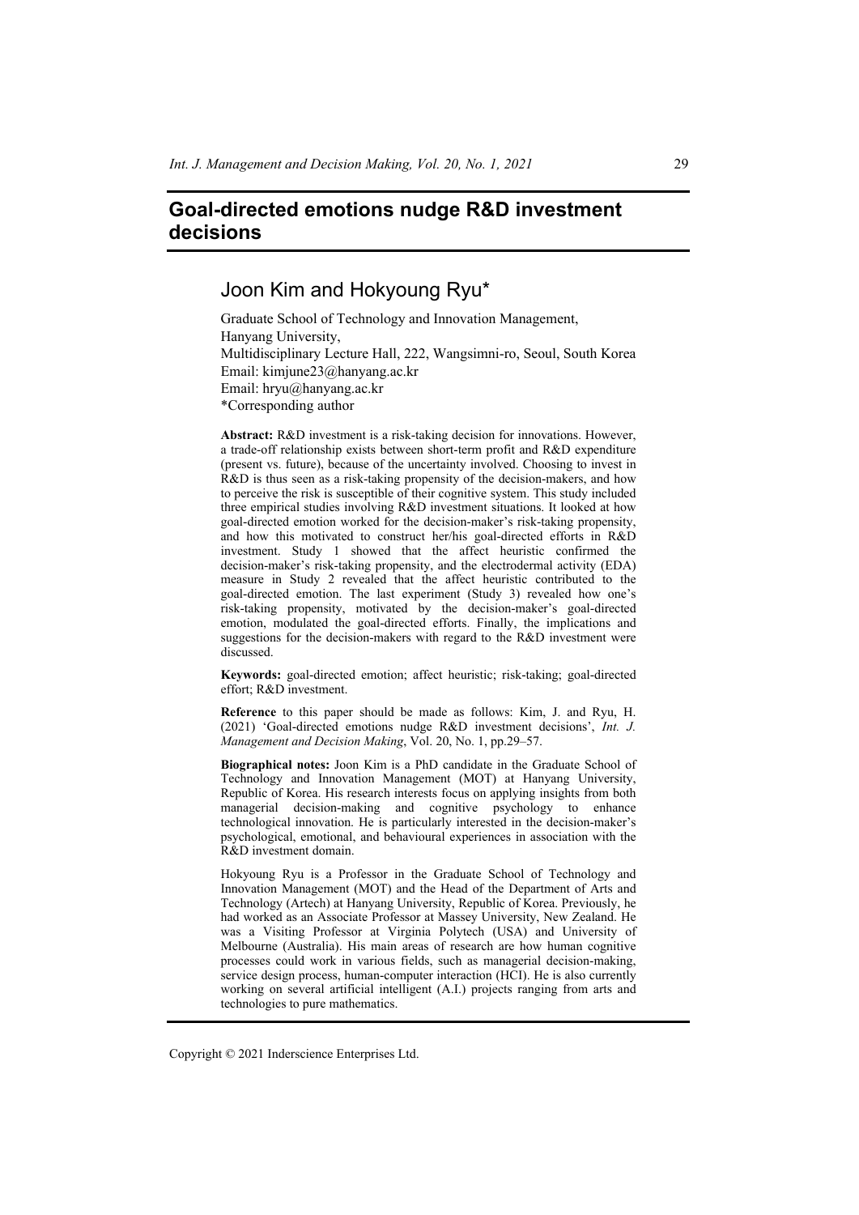# Goal-directed emotions nudge R&D investment decisions

## Joon Kim and Hokyoung Ryu*

Graduate School of Technology and Innovation Management,
Hanyang University,
Multidisciplinary Lecture Hall, 222, Wangsimni-ro, Seoul, South Korea
Email: kimjune23@hanyang.ac.kr
Email: hryu@hanyang.ac.kr
*Corresponding author

**Abstract:** R&D investment is a risk-taking decision for innovations. However, a trade-off relationship exists between short-term profit and R&D expenditure (present vs. future), because of the uncertainty involved. Choosing to invest in R&D is thus seen as a risk-taking propensity of the decision-makers, and how to perceive the risk is susceptible of their cognitive system. This study included three empirical studies involving R&D investment situations. It looked at how goal-directed emotion worked for the decision-maker's risk-taking propensity, and how this motivated to construct her/his goal-directed efforts in R&D investment. Study 1 showed that the affect heuristic confirmed the decision-maker's risk-taking propensity, and the electrodermal activity (EDA) measure in Study 2 revealed that the affect heuristic contributed to the goal-directed emotion. The last experiment (Study 3) revealed how one's risk-taking propensity, motivated by the decision-maker's goal-directed emotion, modulated the goal-directed efforts. Finally, the implications and suggestions for the decision-makers with regard to the R&D investment were discussed.

**Keywords:** goal-directed emotion; affect heuristic; risk-taking; goal-directed effort; R&D investment.

**Reference** to this paper should be made as follows: Kim, J. and Ryu, H. (2021) 'Goal-directed emotions nudge R&D investment decisions', *Int. J. Management and Decision Making*, Vol. 20, No. 1, pp.29–57.

**Biographical notes:** Joon Kim is a PhD candidate in the Graduate School of Technology and Innovation Management (MOT) at Hanyang University, Republic of Korea. His research interests focus on applying insights from both managerial decision-making and cognitive psychology to enhance technological innovation. He is particularly interested in the decision-maker's psychological, emotional, and behavioural experiences in association with the R&D investment domain.

Hokyoung Ryu is a Professor in the Graduate School of Technology and Innovation Management (MOT) and the Head of the Department of Arts and Technology (Artech) at Hanyang University, Republic of Korea. Previously, he had worked as an Associate Professor at Massey University, New Zealand. He was a Visiting Professor at Virginia Polytech (USA) and University of Melbourne (Australia). His main areas of research are how human cognitive processes could work in various fields, such as managerial decision-making, service design process, human-computer interaction (HCI). He is also currently working on several artificial intelligent (A.I.) projects ranging from arts and technologies to pure mathematics.

Copyright © 2021 Inderscience Enterprises Ltd.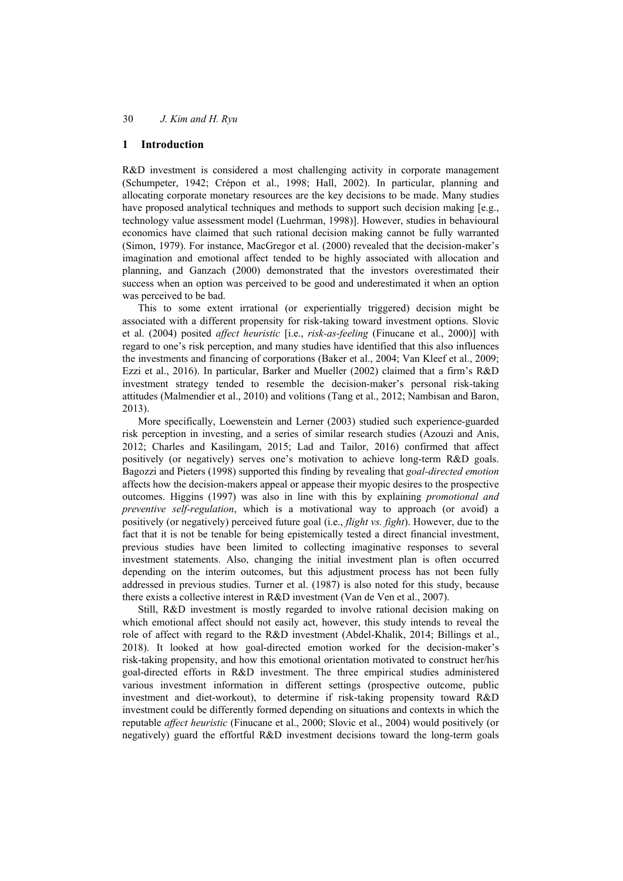## 1 Introduction

R&D investment is considered a most challenging activity in corporate management (Schumpeter, 1942; Crépon et al., 1998; Hall, 2002). In particular, planning and allocating corporate monetary resources are the key decisions to be made. Many studies have proposed analytical techniques and methods to support such decision making [e.g., technology value assessment model (Luehrman, 1998)]. However, studies in behavioural economics have claimed that such rational decision making cannot be fully warranted (Simon, 1979). For instance, MacGregor et al. (2000) revealed that the decision-maker's imagination and emotional affect tended to be highly associated with allocation and planning, and Ganzach (2000) demonstrated that the investors overestimated their success when an option was perceived to be good and underestimated it when an option was perceived to be bad.

This to some extent irrational (or experientially triggered) decision might be associated with a different propensity for risk-taking toward investment options. Slovic et al. (2004) posited *affect heuristic* [i.e., *risk-as-feeling* (Finucane et al., 2000)] with regard to one's risk perception, and many studies have identified that this also influences the investments and financing of corporations (Baker et al., 2004; Van Kleef et al., 2009; Ezzi et al., 2016). In particular, Barker and Mueller (2002) claimed that a firm's R&D investment strategy tended to resemble the decision-maker's personal risk-taking attitudes (Malmendier et al., 2010) and volitions (Tang et al., 2012; Nambisan and Baron, 2013).

More specifically, Loewenstein and Lerner (2003) studied such experience-guarded risk perception in investing, and a series of similar research studies (Azouzi and Anis, 2012; Charles and Kasilingam, 2015; Lad and Tailor, 2016) confirmed that affect positively (or negatively) serves one's motivation to achieve long-term R&D goals. Bagozzi and Pieters (1998) supported this finding by revealing that *goal-directed emotion* affects how the decision-makers appeal or appease their myopic desires to the prospective outcomes. Higgins (1997) was also in line with this by explaining *promotional and preventive self-regulation*, which is a motivational way to approach (or avoid) a positively (or negatively) perceived future goal (i.e., *flight vs. fight*). However, due to the fact that it is not be tenable for being epistemically tested a direct financial investment, previous studies have been limited to collecting imaginative responses to several investment statements. Also, changing the initial investment plan is often occurred depending on the interim outcomes, but this adjustment process has not been fully addressed in previous studies. Turner et al. (1987) is also noted for this study, because there exists a collective interest in R&D investment (Van de Ven et al., 2007).

Still, R&D investment is mostly regarded to involve rational decision making on which emotional affect should not easily act, however, this study intends to reveal the role of affect with regard to the R&D investment (Abdel-Khalik, 2014; Billings et al., 2018). It looked at how goal-directed emotion worked for the decision-maker's risk-taking propensity, and how this emotional orientation motivated to construct her/his goal-directed efforts in R&D investment. The three empirical studies administered various investment information in different settings (prospective outcome, public investment and diet-workout), to determine if risk-taking propensity toward R&D investment could be differently formed depending on situations and contexts in which the reputable *affect heuristic* (Finucane et al., 2000; Slovic et al., 2004) would positively (or negatively) guard the effortful R&D investment decisions toward the long-term goals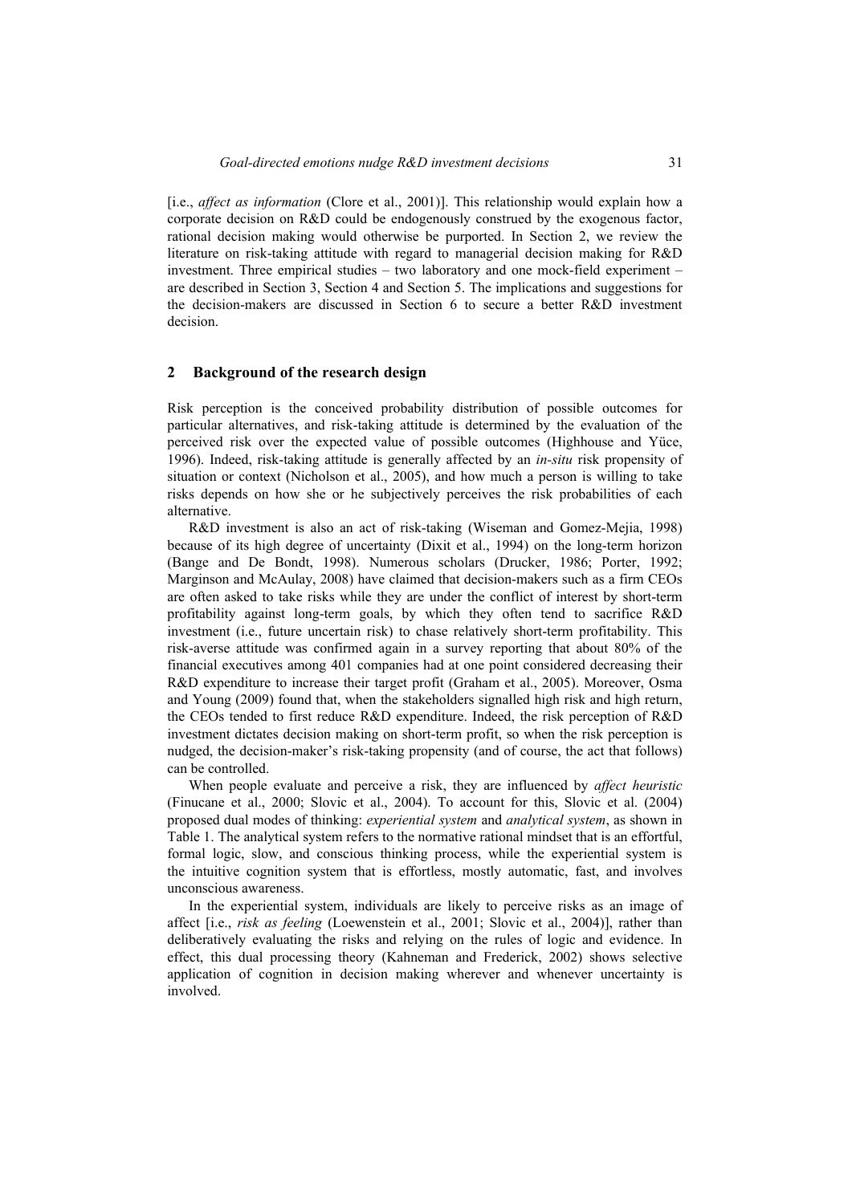[i.e., *affect as information* (Clore et al., 2001)]. This relationship would explain how a corporate decision on R&D could be endogenously construed by the exogenous factor, rational decision making would otherwise be purported. In Section 2, we review the literature on risk-taking attitude with regard to managerial decision making for R&D investment. Three empirical studies – two laboratory and one mock-field experiment – are described in Section 3, Section 4 and Section 5. The implications and suggestions for the decision-makers are discussed in Section 6 to secure a better R&D investment decision.

## 2 Background of the research design

Risk perception is the conceived probability distribution of possible outcomes for particular alternatives, and risk-taking attitude is determined by the evaluation of the perceived risk over the expected value of possible outcomes (Highhouse and Yüce, 1996). Indeed, risk-taking attitude is generally affected by an *in-situ* risk propensity of situation or context (Nicholson et al., 2005), and how much a person is willing to take risks depends on how she or he subjectively perceives the risk probabilities of each alternative.

R&D investment is also an act of risk-taking (Wiseman and Gomez-Mejia, 1998) because of its high degree of uncertainty (Dixit et al., 1994) on the long-term horizon (Bange and De Bondt, 1998). Numerous scholars (Drucker, 1986; Porter, 1992; Marginson and McAulay, 2008) have claimed that decision-makers such as a firm CEOs are often asked to take risks while they are under the conflict of interest by short-term profitability against long-term goals, by which they often tend to sacrifice R&D investment (i.e., future uncertain risk) to chase relatively short-term profitability. This risk-averse attitude was confirmed again in a survey reporting that about 80% of the financial executives among 401 companies had at one point considered decreasing their R&D expenditure to increase their target profit (Graham et al., 2005). Moreover, Osma and Young (2009) found that, when the stakeholders signalled high risk and high return, the CEOs tended to first reduce R&D expenditure. Indeed, the risk perception of R&D investment dictates decision making on short-term profit, so when the risk perception is nudged, the decision-maker's risk-taking propensity (and of course, the act that follows) can be controlled.

When people evaluate and perceive a risk, they are influenced by *affect heuristic* (Finucane et al., 2000; Slovic et al., 2004). To account for this, Slovic et al. (2004) proposed dual modes of thinking: *experiential system* and *analytical system*, as shown in Table 1. The analytical system refers to the normative rational mindset that is an effortful, formal logic, slow, and conscious thinking process, while the experiential system is the intuitive cognition system that is effortless, mostly automatic, fast, and involves unconscious awareness.

In the experiential system, individuals are likely to perceive risks as an image of affect [i.e., *risk as feeling* (Loewenstein et al., 2001; Slovic et al., 2004)], rather than deliberatively evaluating the risks and relying on the rules of logic and evidence. In effect, this dual processing theory (Kahneman and Frederick, 2002) shows selective application of cognition in decision making wherever and whenever uncertainty is involved.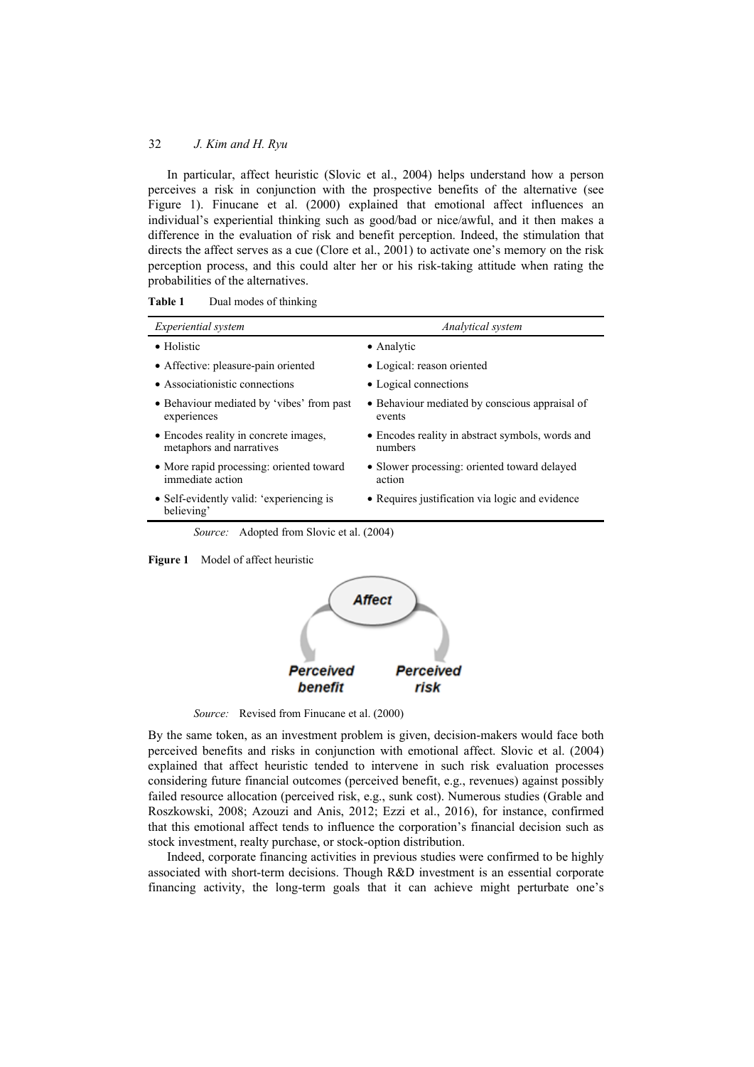In particular, affect heuristic (Slovic et al., 2004) helps understand how a person perceives a risk in conjunction with the prospective benefits of the alternative (see Figure 1). Finucane et al. (2000) explained that emotional affect influences an individual's experiential thinking such as good/bad or nice/awful, and it then makes a difference in the evaluation of risk and benefit perception. Indeed, the stimulation that directs the affect serves as a cue (Clore et al., 2001) to activate one's memory on the risk perception process, and this could alter her or his risk-taking attitude when rating the probabilities of the alternatives.

**Table 1** Dual modes of thinking

| *Experiential system* | *Analytical system* |
|---|---|
| • Holistic | • Analytic |
| • Affective: pleasure-pain oriented | • Logical: reason oriented |
| • Associationistic connections | • Logical connections |
| • Behaviour mediated by 'vibes' from past experiences | • Behaviour mediated by conscious appraisal of events |
| • Encodes reality in concrete images, metaphors and narratives | • Encodes reality in abstract symbols, words and numbers |
| • More rapid processing: oriented toward immediate action | • Slower processing: oriented toward delayed action |
| • Self-evidently valid: 'experiencing is believing' | • Requires justification via logic and evidence |

*Source:* Adopted from Slovic et al. (2004)

**Figure 1** Model of affect heuristic

Affect

Perceived benefit    Perceived risk

*Source:* Revised from Finucane et al. (2000)

By the same token, as an investment problem is given, decision-makers would face both perceived benefits and risks in conjunction with emotional affect. Slovic et al. (2004) explained that affect heuristic tended to intervene in such risk evaluation processes considering future financial outcomes (perceived benefit, e.g., revenues) against possibly failed resource allocation (perceived risk, e.g., sunk cost). Numerous studies (Grable and Roszkowski, 2008; Azouzi and Anis, 2012; Ezzi et al., 2016), for instance, confirmed that this emotional affect tends to influence the corporation's financial decision such as stock investment, realty purchase, or stock-option distribution.

Indeed, corporate financing activities in previous studies were confirmed to be highly associated with short-term decisions. Though R&D investment is an essential corporate financing activity, the long-term goals that it can achieve might perturbate one's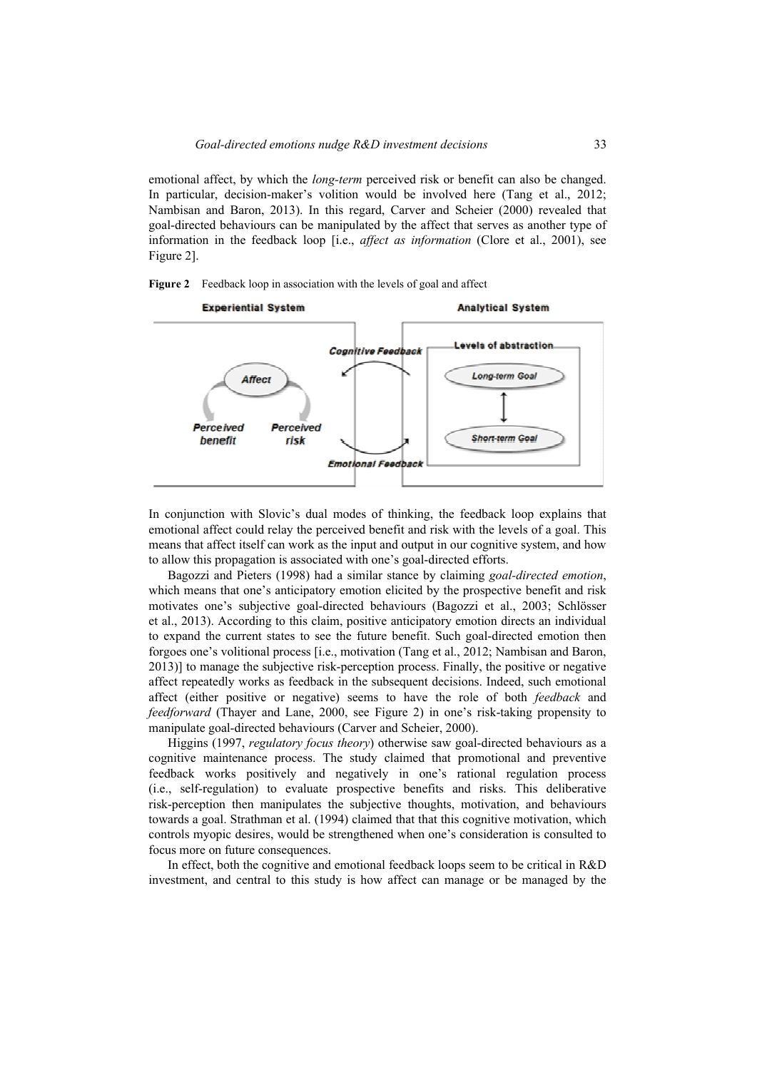emotional affect, by which the *long-term* perceived risk or benefit can also be changed. In particular, decision-maker's volition would be involved here (Tang et al., 2012; Nambisan and Baron, 2013). In this regard, Carver and Scheier (2000) revealed that goal-directed behaviours can be manipulated by the affect that serves as another type of information in the feedback loop [i.e., *affect as information* (Clore et al., 2001), see Figure 2].

**Figure 2** Feedback loop in association with the levels of goal and affect

In conjunction with Slovic's dual modes of thinking, the feedback loop explains that emotional affect could relay the perceived benefit and risk with the levels of a goal. This means that affect itself can work as the input and output in our cognitive system, and how to allow this propagation is associated with one's goal-directed efforts.

Bagozzi and Pieters (1998) had a similar stance by claiming *goal-directed emotion*, which means that one's anticipatory emotion elicited by the prospective benefit and risk motivates one's subjective goal-directed behaviours (Bagozzi et al., 2003; Schlösser et al., 2013). According to this claim, positive anticipatory emotion directs an individual to expand the current states to see the future benefit. Such goal-directed emotion then forgoes one's volitional process [i.e., motivation (Tang et al., 2012; Nambisan and Baron, 2013)] to manage the subjective risk-perception process. Finally, the positive or negative affect repeatedly works as feedback in the subsequent decisions. Indeed, such emotional affect (either positive or negative) seems to have the role of both *feedback* and *feedforward* (Thayer and Lane, 2000, see Figure 2) in one's risk-taking propensity to manipulate goal-directed behaviours (Carver and Scheier, 2000).

Higgins (1997, *regulatory focus theory*) otherwise saw goal-directed behaviours as a cognitive maintenance process. The study claimed that promotional and preventive feedback works positively and negatively in one's rational regulation process (i.e., self-regulation) to evaluate prospective benefits and risks. This deliberative risk-perception then manipulates the subjective thoughts, motivation, and behaviours towards a goal. Strathman et al. (1994) claimed that that this cognitive motivation, which controls myopic desires, would be strengthened when one's consideration is consulted to focus more on future consequences.

In effect, both the cognitive and emotional feedback loops seem to be critical in R&D investment, and central to this study is how affect can manage or be managed by the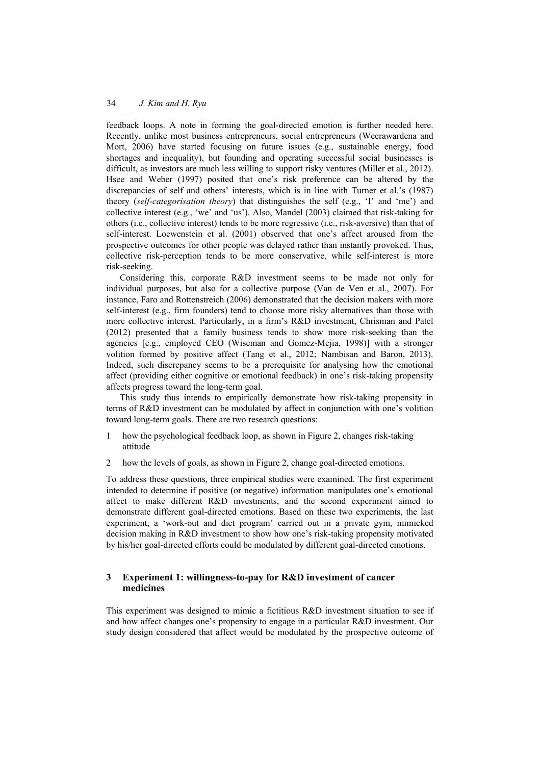feedback loops. A note in forming the goal-directed emotion is further needed here. Recently, unlike most business entrepreneurs, social entrepreneurs (Weerawardena and Mort, 2006) have started focusing on future issues (e.g., sustainable energy, food shortages and inequality), but founding and operating successful social businesses is difficult, as investors are much less willing to support risky ventures (Miller et al., 2012). Hsee and Weber (1997) posited that one's risk preference can be altered by the discrepancies of self and others' interests, which is in line with Turner et al.'s (1987) theory (*self-categorisation theory*) that distinguishes the self (e.g., 'I' and 'me') and collective interest (e.g., 'we' and 'us'). Also, Mandel (2003) claimed that risk-taking for others (i.e., collective interest) tends to be more regressive (i.e., risk-aversive) than that of self-interest. Loewenstein et al. (2001) observed that one's affect aroused from the prospective outcomes for other people was delayed rather than instantly provoked. Thus, collective risk-perception tends to be more conservative, while self-interest is more risk-seeking.

Considering this, corporate R&D investment seems to be made not only for individual purposes, but also for a collective purpose (Van de Ven et al., 2007). For instance, Faro and Rottenstreich (2006) demonstrated that the decision makers with more self-interest (e.g., firm founders) tend to choose more risky alternatives than those with more collective interest. Particularly, in a firm's R&D investment, Chrisman and Patel (2012) presented that a family business tends to show more risk-seeking than the agencies [e.g., employed CEO (Wiseman and Gomez-Mejia, 1998)] with a stronger volition formed by positive affect (Tang et al., 2012; Nambisan and Baron, 2013). Indeed, such discrepancy seems to be a prerequisite for analysing how the emotional affect (providing either cognitive or emotional feedback) in one's risk-taking propensity affects progress toward the long-term goal.

This study thus intends to empirically demonstrate how risk-taking propensity in terms of R&D investment can be modulated by affect in conjunction with one's volition toward long-term goals. There are two research questions:

1. how the psychological feedback loop, as shown in Figure 2, changes risk-taking attitude
2. how the levels of goals, as shown in Figure 2, change goal-directed emotions.

To address these questions, three empirical studies were examined. The first experiment intended to determine if positive (or negative) information manipulates one's emotional affect to make different R&D investments, and the second experiment aimed to demonstrate different goal-directed emotions. Based on these two experiments, the last experiment, a 'work-out and diet program' carried out in a private gym, mimicked decision making in R&D investment to show how one's risk-taking propensity motivated by his/her goal-directed efforts could be modulated by different goal-directed emotions.

## 3 Experiment 1: willingness-to-pay for R&D investment of cancer medicines

This experiment was designed to mimic a fictitious R&D investment situation to see if and how affect changes one's propensity to engage in a particular R&D investment. Our study design considered that affect would be modulated by the prospective outcome of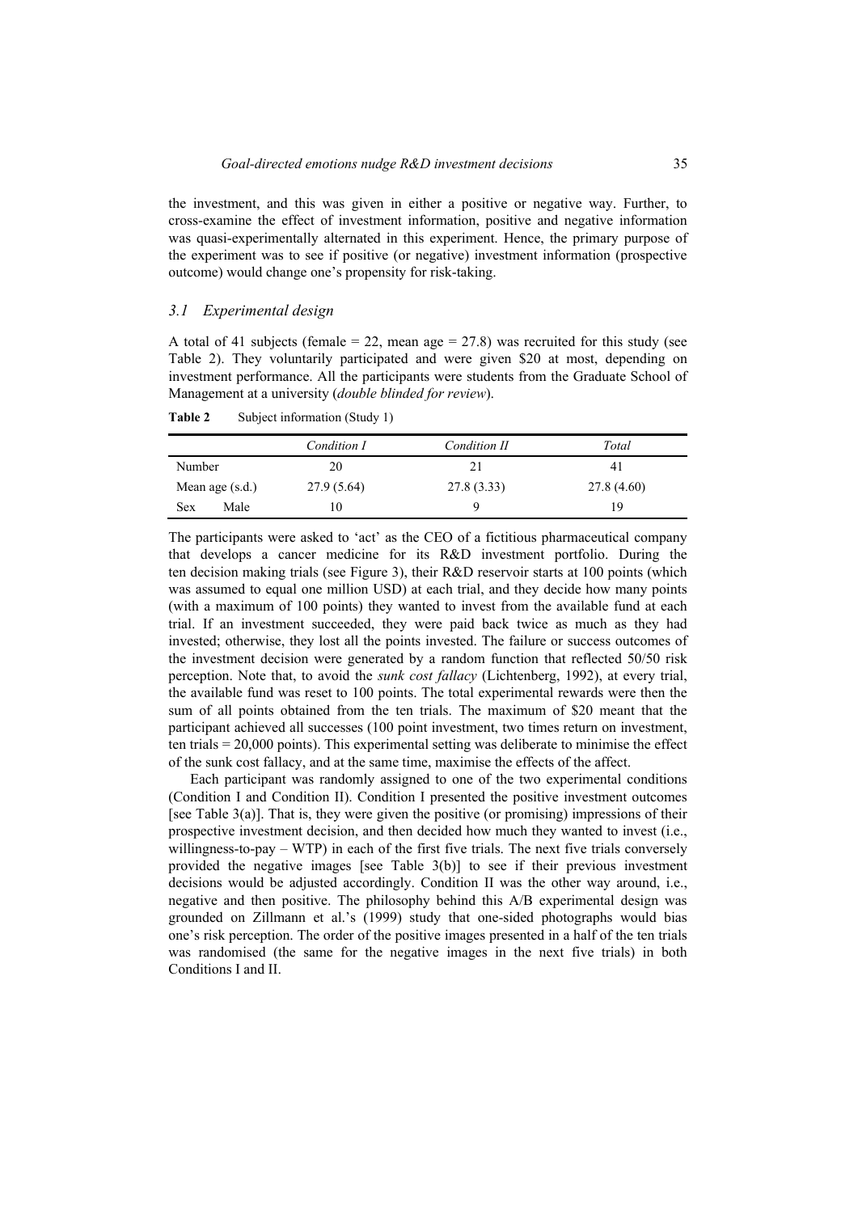the investment, and this was given in either a positive or negative way. Further, to cross-examine the effect of investment information, positive and negative information was quasi-experimentally alternated in this experiment. Hence, the primary purpose of the experiment was to see if positive (or negative) investment information (prospective outcome) would change one's propensity for risk-taking.

### *3.1 Experimental design*

A total of 41 subjects (female = 22, mean age = 27.8) was recruited for this study (see Table 2). They voluntarily participated and were given $20 at most, depending on investment performance. All the participants were students from the Graduate School of Management at a university (*double blinded for review*).

**Table 2** Subject information (Study 1)

| | | *Condition I* | *Condition II* | *Total* |
|---|---|---|---|---|
| Number | | 20 | 21 | 41 |
| Mean age (s.d.) | | 27.9 (5.64) | 27.8 (3.33) | 27.8 (4.60) |
| Sex | Male | 10 | 9 | 19 |

The participants were asked to 'act' as the CEO of a fictitious pharmaceutical company that develops a cancer medicine for its R&D investment portfolio. During the ten decision making trials (see Figure 3), their R&D reservoir starts at 100 points (which was assumed to equal one million USD) at each trial, and they decide how many points (with a maximum of 100 points) they wanted to invest from the available fund at each trial. If an investment succeeded, they were paid back twice as much as they had invested; otherwise, they lost all the points invested. The failure or success outcomes of the investment decision were generated by a random function that reflected 50/50 risk perception. Note that, to avoid the *sunk cost fallacy* (Lichtenberg, 1992), at every trial, the available fund was reset to 100 points. The total experimental rewards were then the sum of all points obtained from the ten trials. The maximum of $20 meant that the participant achieved all successes (100 point investment, two times return on investment, ten trials = 20,000 points). This experimental setting was deliberate to minimise the effect of the sunk cost fallacy, and at the same time, maximise the effects of the affect.

Each participant was randomly assigned to one of the two experimental conditions (Condition I and Condition II). Condition I presented the positive investment outcomes [see Table 3(a)]. That is, they were given the positive (or promising) impressions of their prospective investment decision, and then decided how much they wanted to invest (i.e., willingness-to-pay – WTP) in each of the first five trials. The next five trials conversely provided the negative images [see Table 3(b)] to see if their previous investment decisions would be adjusted accordingly. Condition II was the other way around, i.e., negative and then positive. The philosophy behind this A/B experimental design was grounded on Zillmann et al.'s (1999) study that one-sided photographs would bias one's risk perception. The order of the positive images presented in a half of the ten trials was randomised (the same for the negative images in the next five trials) in both Conditions I and II.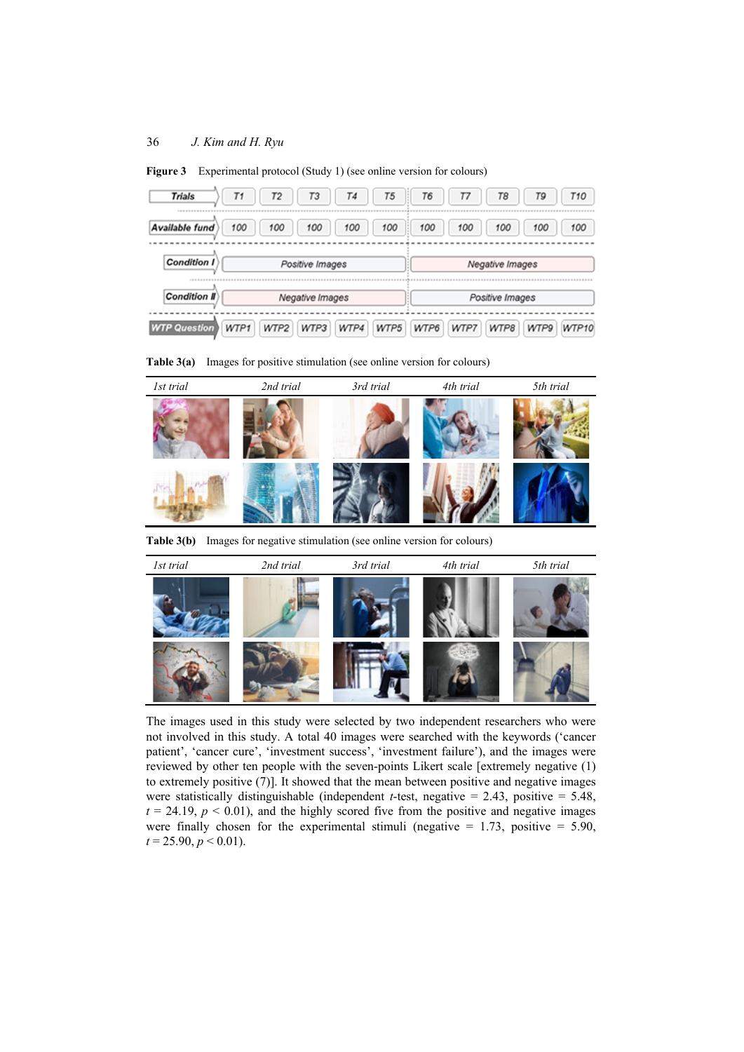**Figure 3** Experimental protocol (Study 1) (see online version for colours)

| Trials | T1 | T2 | T3 | T4 | T5 | T6 | T7 | T8 | T9 | T10 |
|---|---|---|---|---|---|---|---|---|---|---|
| Available fund | 100 | 100 | 100 | 100 | 100 | 100 | 100 | 100 | 100 | 100 |
| Condition I | Positive Images | | | | | Negative Images | | | | |
| Condition II | Negative Images | | | | | Positive Images | | | | |
| WTP Question | WTP1 | WTP2 | WTP3 | WTP4 | WTP5 | WTP6 | WTP7 | WTP8 | WTP9 | WTP10 |

**Table 3(a)** Images for positive stimulation (see online version for colours)

| *1st trial* | *2nd trial* | *3rd trial* | *4th trial* | *5th trial* |
|---|---|---|---|---|
| | | | | |
| | | | | |

**Table 3(b)** Images for negative stimulation (see online version for colours)

| *1st trial* | *2nd trial* | *3rd trial* | *4th trial* | *5th trial* |
|---|---|---|---|---|
| | | | | |
| | | | | |

The images used in this study were selected by two independent researchers who were not involved in this study. A total 40 images were searched with the keywords ('cancer patient', 'cancer cure', 'investment success', 'investment failure'), and the images were reviewed by other ten people with the seven-points Likert scale [extremely negative (1) to extremely positive (7)]. It showed that the mean between positive and negative images were statistically distinguishable (independent $t$-test, negative = 2.43, positive = 5.48, $t$ = 24.19, $p$ < 0.01), and the highly scored five from the positive and negative images were finally chosen for the experimental stimuli (negative = 1.73, positive = 5.90, $t$ = 25.90, $p$ < 0.01).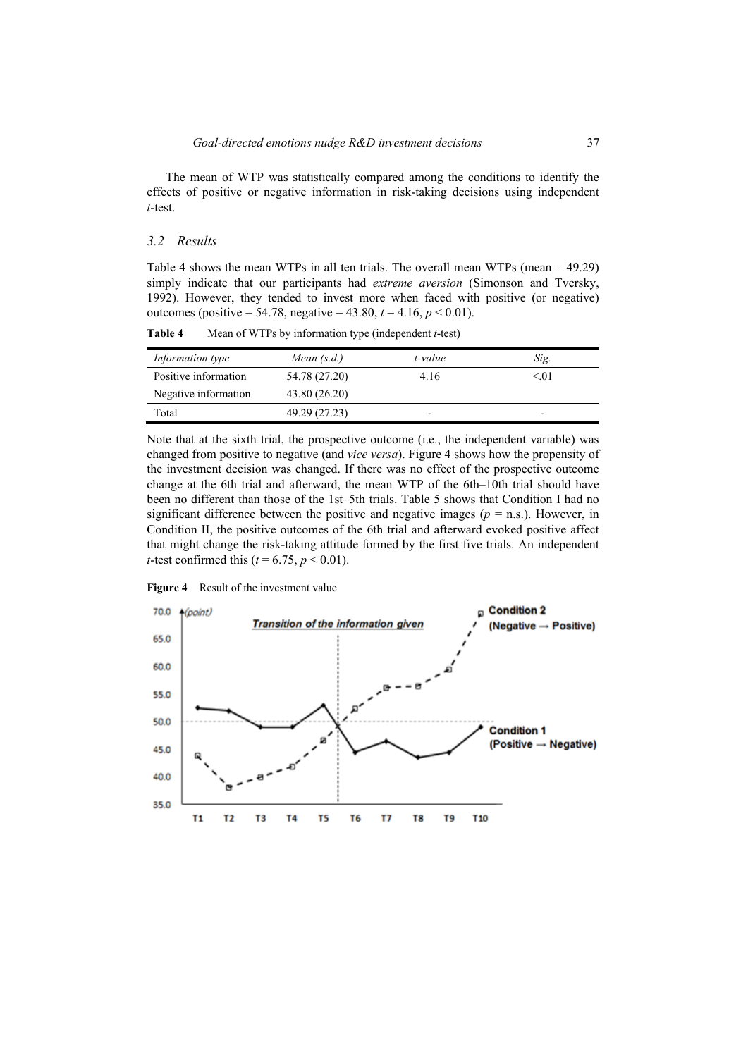The mean of WTP was statistically compared among the conditions to identify the effects of positive or negative information in risk-taking decisions using independent *t*-test.

### 3.2 Results

Table 4 shows the mean WTPs in all ten trials. The overall mean WTPs (mean = 49.29) simply indicate that our participants had *extreme aversion* (Simonson and Tversky, 1992). However, they tended to invest more when faced with positive (or negative) outcomes (positive = 54.78, negative = 43.80, $t = 4.16$, $p < 0.01$).

**Table 4** Mean of WTPs by information type (independent *t*-test)

| *Information type* | *Mean (s.d.)* | *t-value* | *Sig.* |
|---|---|---|---|
| Positive information | 54.78 (27.20) | 4.16 | <.01 |
| Negative information | 43.80 (26.20) | | |
| Total | 49.29 (27.23) | - | - |

Note that at the sixth trial, the prospective outcome (i.e., the independent variable) was changed from positive to negative (and *vice versa*). Figure 4 shows how the propensity of the investment decision was changed. If there was no effect of the prospective outcome change at the 6th trial and afterward, the mean WTP of the 6th–10th trial should have been no different than those of the 1st–5th trials. Table 5 shows that Condition I had no significant difference between the positive and negative images ($p$ = n.s.). However, in Condition II, the positive outcomes of the 6th trial and afterward evoked positive affect that might change the risk-taking attitude formed by the first five trials. An independent *t*-test confirmed this ($t = 6.75$, $p < 0.01$).

**Figure 4** Result of the investment value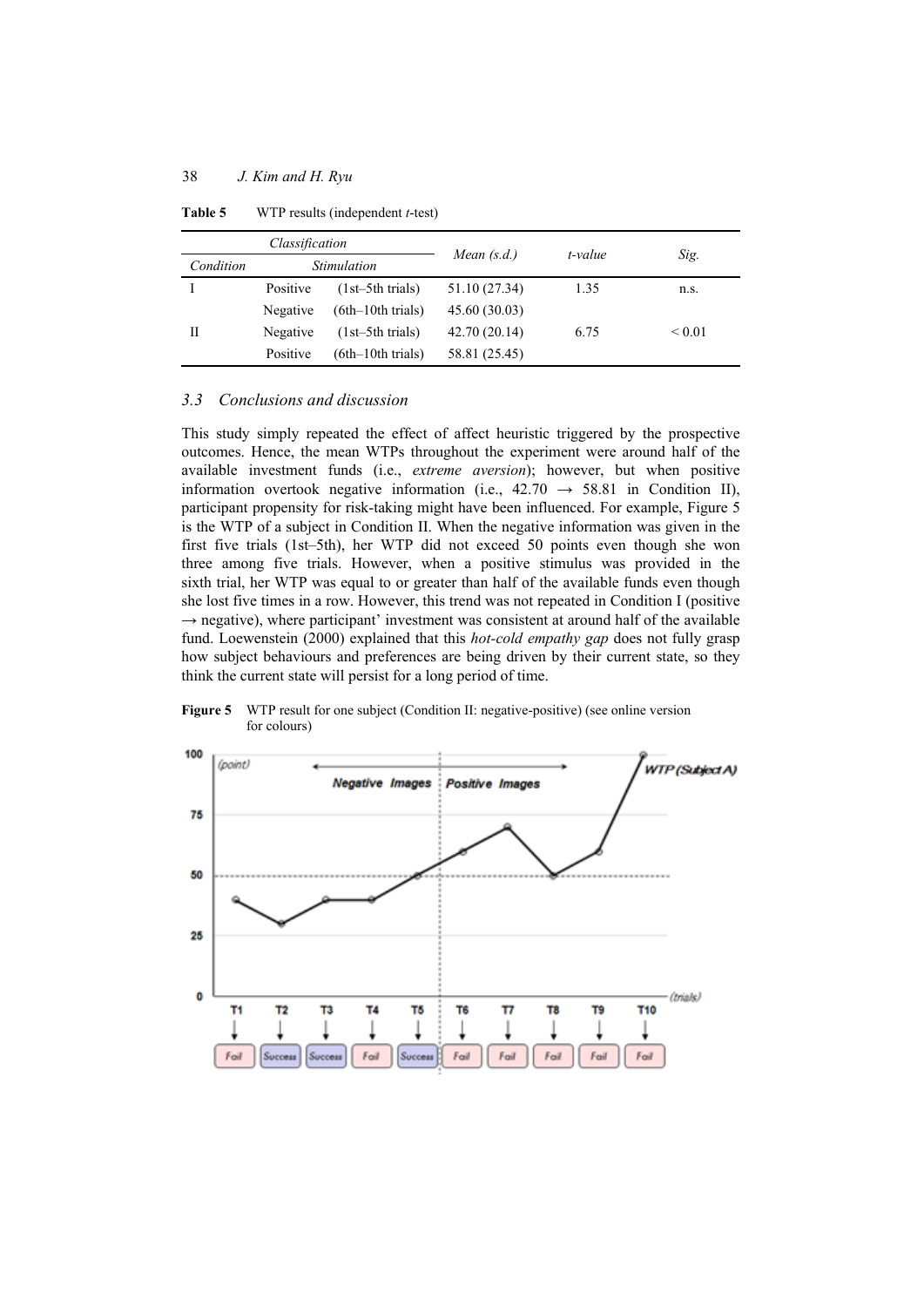**Table 5** WTP results (independent *t*-test)

| Classification | | | Mean (s.d.) | t-value | Sig. |
|---|---|---|---|---|---|
| *Condition* | *Stimulation* | | | | |
| I | Positive | (1st–5th trials) | 51.10 (27.34) | 1.35 | n.s. |
| | Negative | (6th–10th trials) | 45.60 (30.03) | | |
| II | Negative | (1st–5th trials) | 42.70 (20.14) | 6.75 | < 0.01 |
| | Positive | (6th–10th trials) | 58.81 (25.45) | | |

### 3.3 Conclusions and discussion

This study simply repeated the effect of affect heuristic triggered by the prospective outcomes. Hence, the mean WTPs throughout the experiment were around half of the available investment funds (i.e., *extreme aversion*); however, but when positive information overtook negative information (i.e., 42.70 → 58.81 in Condition II), participant propensity for risk-taking might have been influenced. For example, Figure 5 is the WTP of a subject in Condition II. When the negative information was given in the first five trials (1st–5th), her WTP did not exceed 50 points even though she won three among five trials. However, when a positive stimulus was provided in the sixth trial, her WTP was equal to or greater than half of the available funds even though she lost five times in a row. However, this trend was not repeated in Condition I (positive → negative), where participant' investment was consistent at around half of the available fund. Loewenstein (2000) explained that this *hot-cold empathy gap* does not fully grasp how subject behaviours and preferences are being driven by their current state, so they think the current state will persist for a long period of time.

**Figure 5** WTP result for one subject (Condition II: negative-positive) (see online version for colours)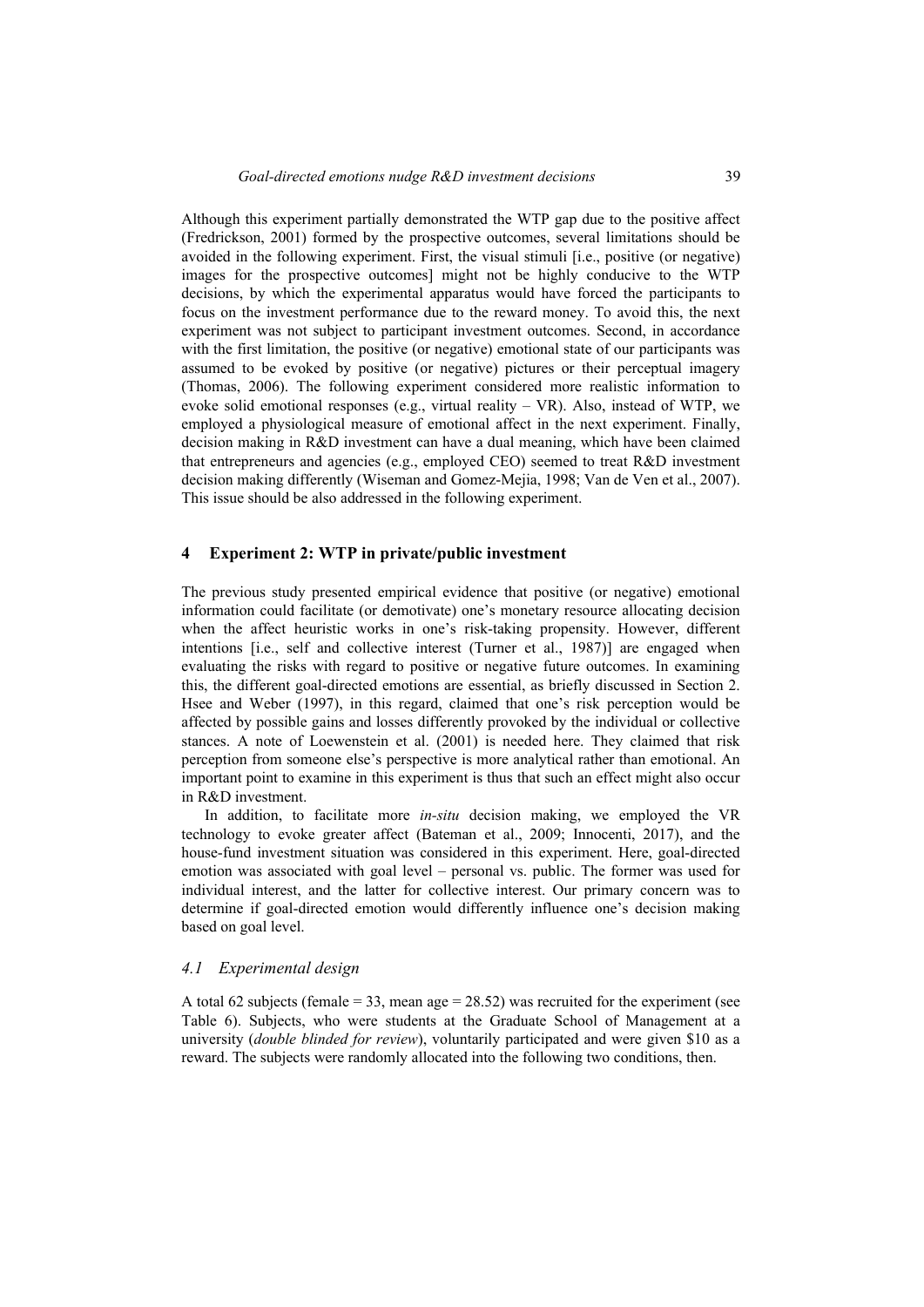Although this experiment partially demonstrated the WTP gap due to the positive affect (Fredrickson, 2001) formed by the prospective outcomes, several limitations should be avoided in the following experiment. First, the visual stimuli [i.e., positive (or negative) images for the prospective outcomes] might not be highly conducive to the WTP decisions, by which the experimental apparatus would have forced the participants to focus on the investment performance due to the reward money. To avoid this, the next experiment was not subject to participant investment outcomes. Second, in accordance with the first limitation, the positive (or negative) emotional state of our participants was assumed to be evoked by positive (or negative) pictures or their perceptual imagery (Thomas, 2006). The following experiment considered more realistic information to evoke solid emotional responses (e.g., virtual reality – VR). Also, instead of WTP, we employed a physiological measure of emotional affect in the next experiment. Finally, decision making in R&D investment can have a dual meaning, which have been claimed that entrepreneurs and agencies (e.g., employed CEO) seemed to treat R&D investment decision making differently (Wiseman and Gomez-Mejia, 1998; Van de Ven et al., 2007). This issue should be also addressed in the following experiment.

## 4 Experiment 2: WTP in private/public investment

The previous study presented empirical evidence that positive (or negative) emotional information could facilitate (or demotivate) one's monetary resource allocating decision when the affect heuristic works in one's risk-taking propensity. However, different intentions [i.e., self and collective interest (Turner et al., 1987)] are engaged when evaluating the risks with regard to positive or negative future outcomes. In examining this, the different goal-directed emotions are essential, as briefly discussed in Section 2. Hsee and Weber (1997), in this regard, claimed that one's risk perception would be affected by possible gains and losses differently provoked by the individual or collective stances. A note of Loewenstein et al. (2001) is needed here. They claimed that risk perception from someone else's perspective is more analytical rather than emotional. An important point to examine in this experiment is thus that such an effect might also occur in R&D investment.

In addition, to facilitate more *in-situ* decision making, we employed the VR technology to evoke greater affect (Bateman et al., 2009; Innocenti, 2017), and the house-fund investment situation was considered in this experiment. Here, goal-directed emotion was associated with goal level – personal vs. public. The former was used for individual interest, and the latter for collective interest. Our primary concern was to determine if goal-directed emotion would differently influence one's decision making based on goal level.

### 4.1 Experimental design

A total 62 subjects (female = 33, mean age = 28.52) was recruited for the experiment (see Table 6). Subjects, who were students at the Graduate School of Management at a university (*double blinded for review*), voluntarily participated and were given $10 as a reward. The subjects were randomly allocated into the following two conditions, then.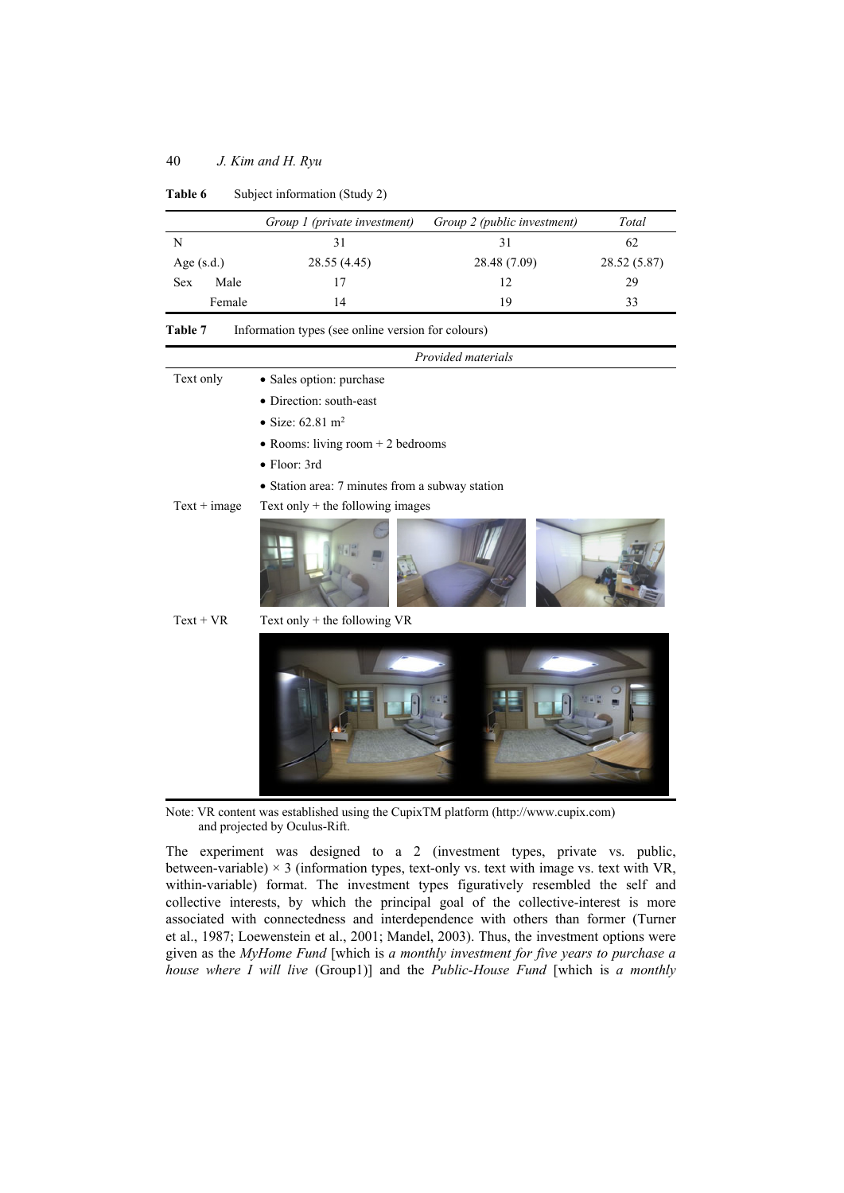**Table 6** Subject information (Study 2)

| | | *Group 1 (private investment)* | *Group 2 (public investment)* | *Total* |
|---|---|---|---|---|
| N | | 31 | 31 | 62 |
| Age (s.d.) | | 28.55 (4.45) | 28.48 (7.09) | 28.52 (5.87) |
| Sex | Male | 17 | 12 | 29 |
| | Female | 14 | 19 | 33 |

**Table 7** Information types (see online version for colours)

| | *Provided materials* |
|---|---|
| Text only | • Sales option: purchase<br>• Direction: south-east<br>• Size: 62.81 m$^2$<br>• Rooms: living room + 2 bedrooms<br>• Floor: 3rd<br>• Station area: 7 minutes from a subway station |
| Text + image | Text only + the following images |
| Text + VR | Text only + the following VR |

Note: VR content was established using the CupixTM platform (http://www.cupix.com) and projected by Oculus-Rift.

The experiment was designed to a 2 (investment types, private vs. public, between-variable) × 3 (information types, text-only vs. text with image vs. text with VR, within-variable) format. The investment types figuratively resembled the self and collective interests, by which the principal goal of the collective-interest is more associated with connectedness and interdependence with others than former (Turner et al., 1987; Loewenstein et al., 2001; Mandel, 2003). Thus, the investment options were given as the *MyHome Fund* [which is *a monthly investment for five years to purchase a house where I will live* (Group1)] and the *Public-House Fund* [which is *a monthly*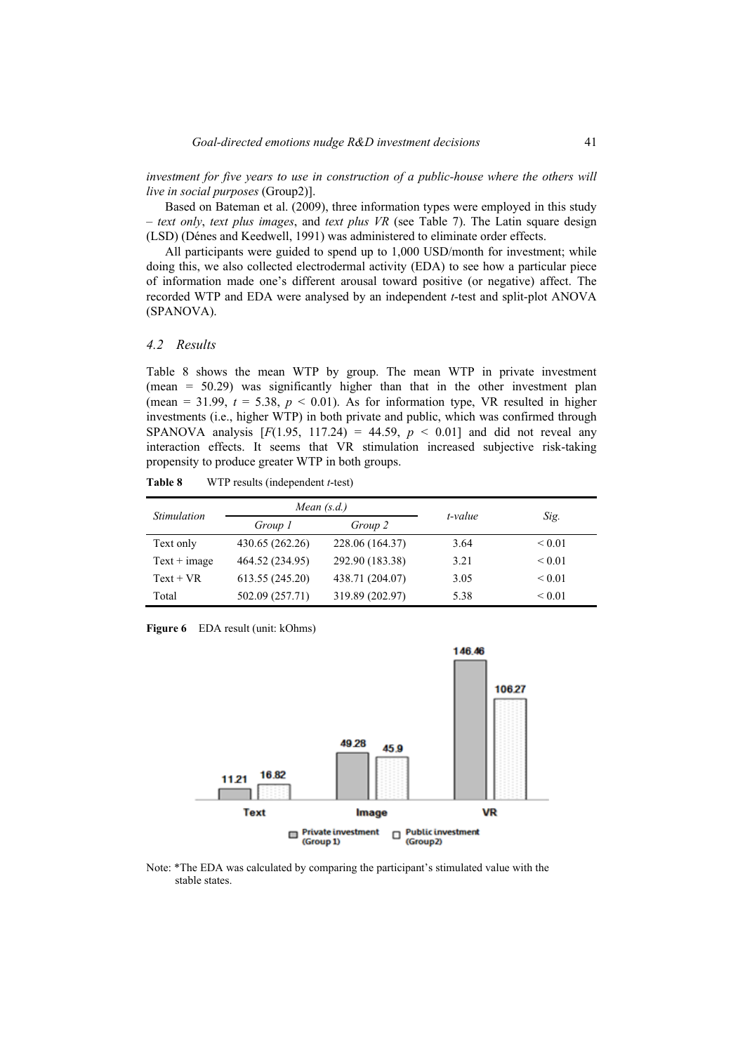*investment for five years to use in construction of a public-house where the others will live in social purposes* (Group2)].

Based on Bateman et al. (2009), three information types were employed in this study – *text only*, *text plus images*, and *text plus VR* (see Table 7). The Latin square design (LSD) (Dénes and Keedwell, 1991) was administered to eliminate order effects.

All participants were guided to spend up to 1,000 USD/month for investment; while doing this, we also collected electrodermal activity (EDA) to see how a particular piece of information made one's different arousal toward positive (or negative) affect. The recorded WTP and EDA were analysed by an independent *t*-test and split-plot ANOVA (SPANOVA).

### *4.2 Results*

Table 8 shows the mean WTP by group. The mean WTP in private investment (mean = 50.29) was significantly higher than that in the other investment plan (mean = 31.99, $t = 5.38$, $p < 0.01$). As for information type, VR resulted in higher investments (i.e., higher WTP) in both private and public, which was confirmed through SPANOVA analysis [$F(1.95, 117.24) = 44.59$, $p < 0.01$] and did not reveal any interaction effects. It seems that VR stimulation increased subjective risk-taking propensity to produce greater WTP in both groups.

**Table 8** WTP results (independent *t*-test)

| *Stimulation* | *Mean (s.d.)* | | *t-value* | *Sig.* |
|---|---|---|---|---|
| | *Group 1* | *Group 2* | | |
| Text only | 430.65 (262.26) | 228.06 (164.37) | 3.64 | < 0.01 |
| Text + image | 464.52 (234.95) | 292.90 (183.38) | 3.21 | < 0.01 |
| Text + VR | 613.55 (245.20) | 438.71 (204.07) | 3.05 | < 0.01 |
| Total | 502.09 (257.71) | 319.89 (202.97) | 5.38 | < 0.01 |

**Figure 6** EDA result (unit: kOhms)

| | Private investment (Group 1) | Public investment (Group2) |
|---|---|---|
| Text | 11.21 | 16.82 |
| Image | 49.28 | 45.9 |
| VR | 146.46 | 106.27 |

Note: *The EDA was calculated by comparing the participant's stimulated value with the stable states.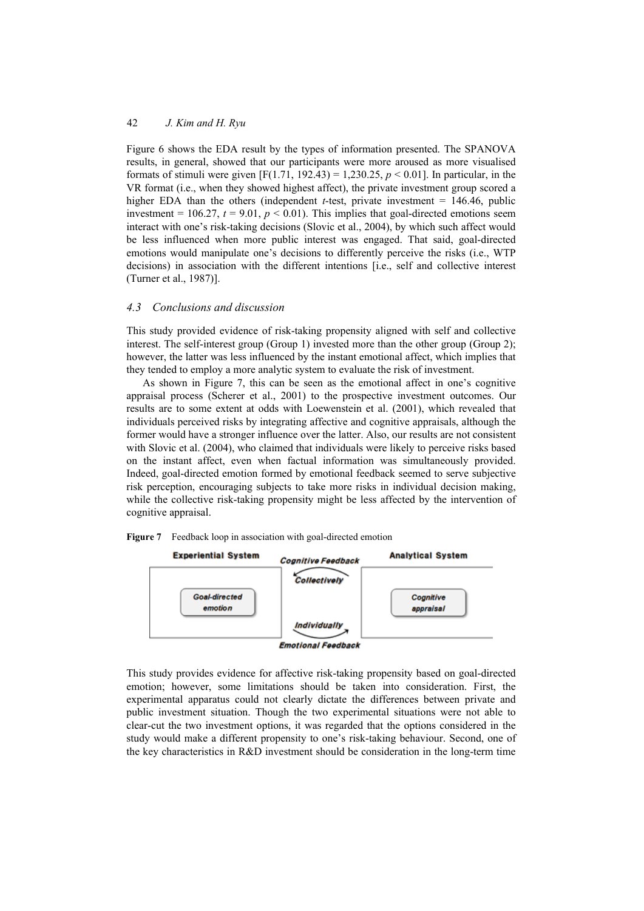Figure 6 shows the EDA result by the types of information presented. The SPANOVA results, in general, showed that our participants were more aroused as more visualised formats of stimuli were given [$F(1.71, 192.43) = 1{,}230.25$, $p < 0.01$]. In particular, in the VR format (i.e., when they showed highest affect), the private investment group scored a higher EDA than the others (independent *t*-test, private investment = 146.46, public investment = 106.27, $t = 9.01$, $p < 0.01$). This implies that goal-directed emotions seem interact with one's risk-taking decisions (Slovic et al., 2004), by which such affect would be less influenced when more public interest was engaged. That said, goal-directed emotions would manipulate one's decisions to differently perceive the risks (i.e., WTP decisions) in association with the different intentions [i.e., self and collective interest (Turner et al., 1987)].

### *4.3 Conclusions and discussion*

This study provided evidence of risk-taking propensity aligned with self and collective interest. The self-interest group (Group 1) invested more than the other group (Group 2); however, the latter was less influenced by the instant emotional affect, which implies that they tended to employ a more analytic system to evaluate the risk of investment.

As shown in Figure 7, this can be seen as the emotional affect in one's cognitive appraisal process (Scherer et al., 2001) to the prospective investment outcomes. Our results are to some extent at odds with Loewenstein et al. (2001), which revealed that individuals perceived risks by integrating affective and cognitive appraisals, although the former would have a stronger influence over the latter. Also, our results are not consistent with Slovic et al. (2004), who claimed that individuals were likely to perceive risks based on the instant affect, even when factual information was simultaneously provided. Indeed, goal-directed emotion formed by emotional feedback seemed to serve subjective risk perception, encouraging subjects to take more risks in individual decision making, while the collective risk-taking propensity might be less affected by the intervention of cognitive appraisal.

**Figure 7** Feedback loop in association with goal-directed emotion

Experiential System — Goal-directed emotion
Cognitive Feedback — Collectively
Individually — Emotional Feedback
Analytical System — Cognitive appraisal

This study provides evidence for affective risk-taking propensity based on goal-directed emotion; however, some limitations should be taken into consideration. First, the experimental apparatus could not clearly dictate the differences between private and public investment situation. Though the two experimental situations were not able to clear-cut the two investment options, it was regarded that the options considered in the study would make a different propensity to one's risk-taking behaviour. Second, one of the key characteristics in R&D investment should be consideration in the long-term time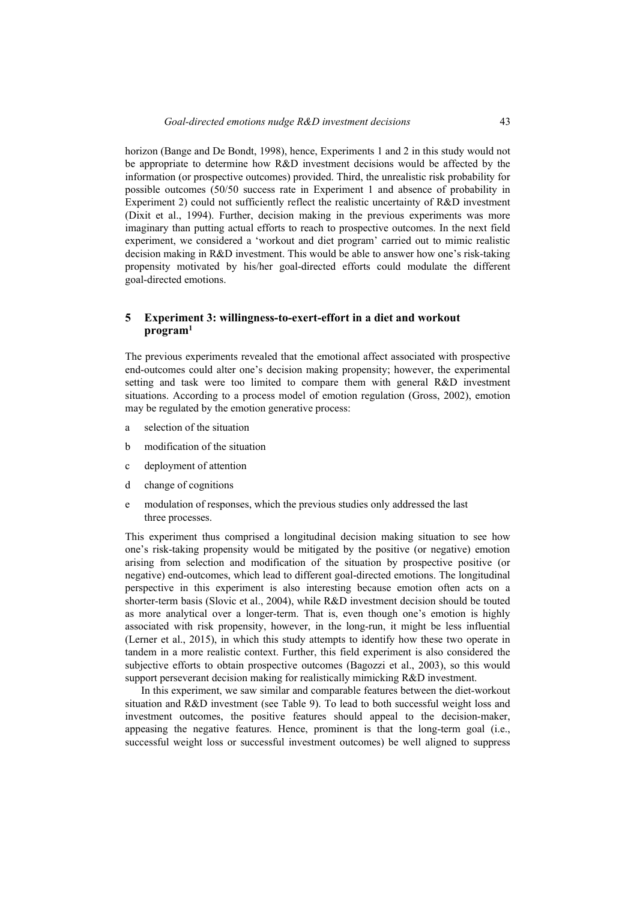horizon (Bange and De Bondt, 1998), hence, Experiments 1 and 2 in this study would not be appropriate to determine how R&D investment decisions would be affected by the information (or prospective outcomes) provided. Third, the unrealistic risk probability for possible outcomes (50/50 success rate in Experiment 1 and absence of probability in Experiment 2) could not sufficiently reflect the realistic uncertainty of R&D investment (Dixit et al., 1994). Further, decision making in the previous experiments was more imaginary than putting actual efforts to reach to prospective outcomes. In the next field experiment, we considered a 'workout and diet program' carried out to mimic realistic decision making in R&D investment. This would be able to answer how one's risk-taking propensity motivated by his/her goal-directed efforts could modulate the different goal-directed emotions.

## 5 Experiment 3: willingness-to-exert-effort in a diet and workout program[1]

The previous experiments revealed that the emotional affect associated with prospective end-outcomes could alter one's decision making propensity; however, the experimental setting and task were too limited to compare them with general R&D investment situations. According to a process model of emotion regulation (Gross, 2002), emotion may be regulated by the emotion generative process:

a selection of the situation

b modification of the situation

c deployment of attention

d change of cognitions

e modulation of responses, which the previous studies only addressed the last three processes.

This experiment thus comprised a longitudinal decision making situation to see how one's risk-taking propensity would be mitigated by the positive (or negative) emotion arising from selection and modification of the situation by prospective positive (or negative) end-outcomes, which lead to different goal-directed emotions. The longitudinal perspective in this experiment is also interesting because emotion often acts on a shorter-term basis (Slovic et al., 2004), while R&D investment decision should be touted as more analytical over a longer-term. That is, even though one's emotion is highly associated with risk propensity, however, in the long-run, it might be less influential (Lerner et al., 2015), in which this study attempts to identify how these two operate in tandem in a more realistic context. Further, this field experiment is also considered the subjective efforts to obtain prospective outcomes (Bagozzi et al., 2003), so this would support perseverant decision making for realistically mimicking R&D investment.

In this experiment, we saw similar and comparable features between the diet-workout situation and R&D investment (see Table 9). To lead to both successful weight loss and investment outcomes, the positive features should appeal to the decision-maker, appeasing the negative features. Hence, prominent is that the long-term goal (i.e., successful weight loss or successful investment outcomes) be well aligned to suppress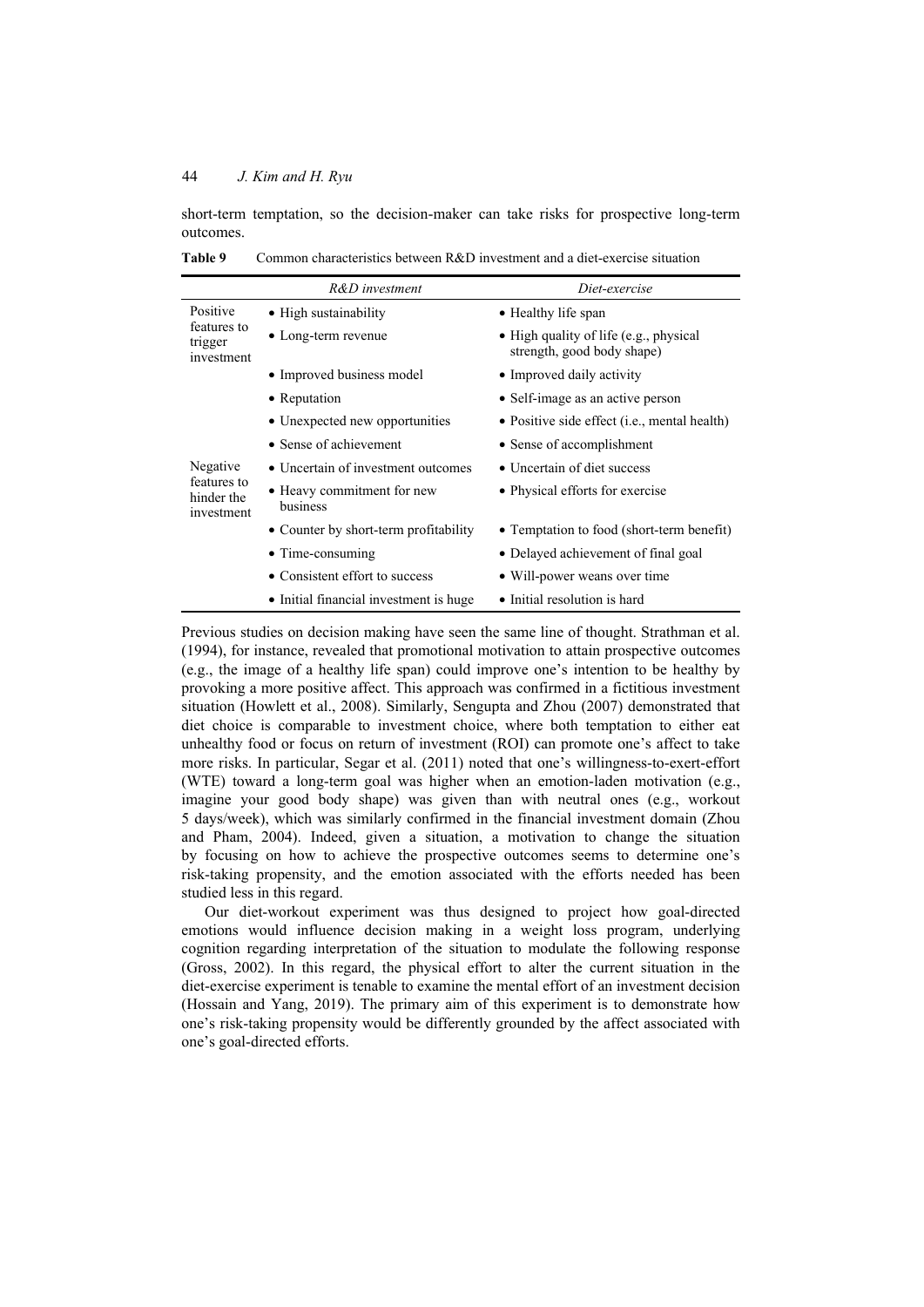short-term temptation, so the decision-maker can take risks for prospective long-term outcomes.

**Table 9** Common characteristics between R&D investment and a diet-exercise situation

| | *R&D investment* | *Diet-exercise* |
|---|---|---|
| Positive features to trigger investment | • High sustainability | • Healthy life span |
| | • Long-term revenue | • High quality of life (e.g., physical strength, good body shape) |
| | • Improved business model | • Improved daily activity |
| | • Reputation | • Self-image as an active person |
| | • Unexpected new opportunities | • Positive side effect (i.e., mental health) |
| | • Sense of achievement | • Sense of accomplishment |
| Negative features to hinder the investment | • Uncertain of investment outcomes | • Uncertain of diet success |
| | • Heavy commitment for new business | • Physical efforts for exercise |
| | • Counter by short-term profitability | • Temptation to food (short-term benefit) |
| | • Time-consuming | • Delayed achievement of final goal |
| | • Consistent effort to success | • Will-power weans over time |
| | • Initial financial investment is huge | • Initial resolution is hard |

Previous studies on decision making have seen the same line of thought. Strathman et al. (1994), for instance, revealed that promotional motivation to attain prospective outcomes (e.g., the image of a healthy life span) could improve one's intention to be healthy by provoking a more positive affect. This approach was confirmed in a fictitious investment situation (Howlett et al., 2008). Similarly, Sengupta and Zhou (2007) demonstrated that diet choice is comparable to investment choice, where both temptation to either eat unhealthy food or focus on return of investment (ROI) can promote one's affect to take more risks. In particular, Segar et al. (2011) noted that one's willingness-to-exert-effort (WTE) toward a long-term goal was higher when an emotion-laden motivation (e.g., imagine your good body shape) was given than with neutral ones (e.g., workout 5 days/week), which was similarly confirmed in the financial investment domain (Zhou and Pham, 2004). Indeed, given a situation, a motivation to change the situation by focusing on how to achieve the prospective outcomes seems to determine one's risk-taking propensity, and the emotion associated with the efforts needed has been studied less in this regard.

Our diet-workout experiment was thus designed to project how goal-directed emotions would influence decision making in a weight loss program, underlying cognition regarding interpretation of the situation to modulate the following response (Gross, 2002). In this regard, the physical effort to alter the current situation in the diet-exercise experiment is tenable to examine the mental effort of an investment decision (Hossain and Yang, 2019). The primary aim of this experiment is to demonstrate how one's risk-taking propensity would be differently grounded by the affect associated with one's goal-directed efforts.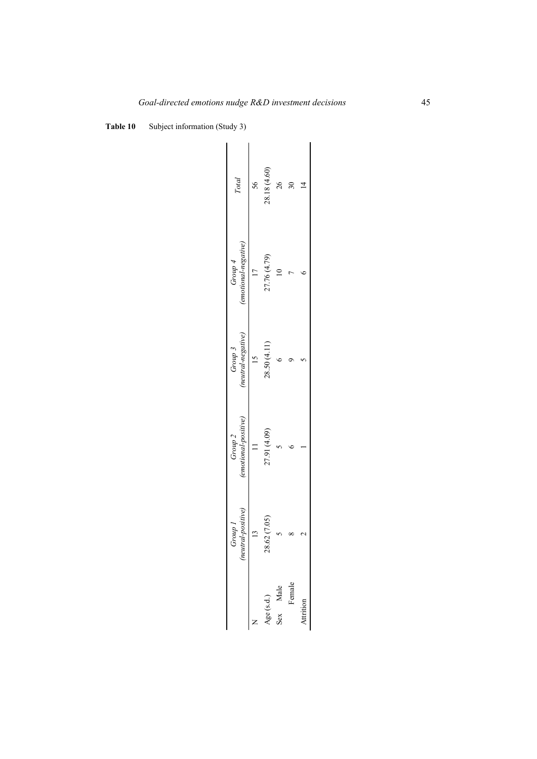**Table 10** Subject information (Study 3)

| | *Group 1 (neutral-positive)* | *Group 2 (emotional-positive)* | *Group 3 (neutral-negative)* | *Group 4 (emotional-negative)* | *Total* |
|---|---|---|---|---|---|
| N | 13 | 11 | 15 | 17 | 56 |
| Age (s.d.) | 28.62 (7.05) | 27.91 (4.09) | 28.50 (4.11) | 27.76 (4.79) | 28.18 (4.60) |
| Sex Male | 5 | 5 | 6 | 10 | 26 |
| Female | 8 | 6 | 9 | 7 | 30 |
| Attrition | 2 | 1 | 5 | 6 | 14 |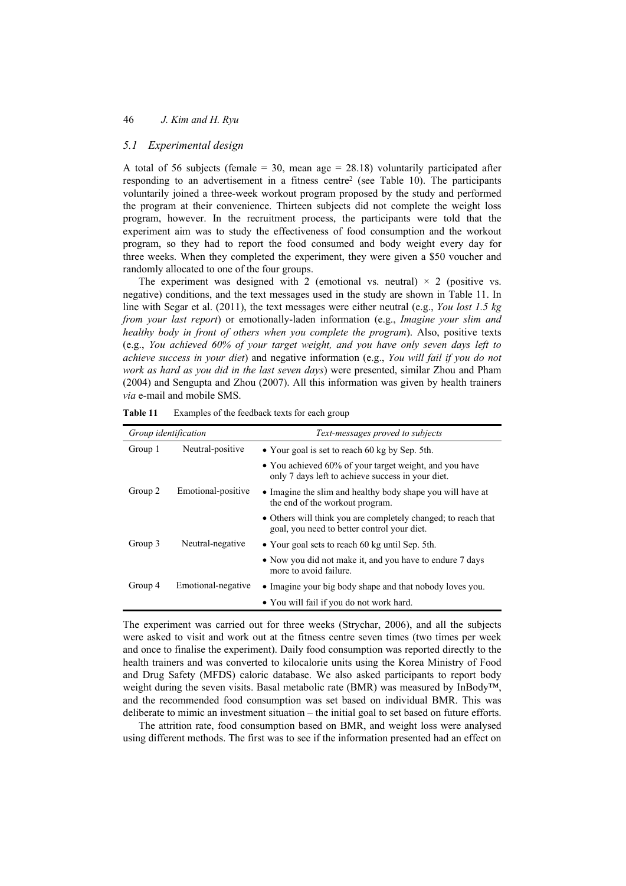### 5.1 Experimental design

A total of 56 subjects (female = 30, mean age = 28.18) voluntarily participated after responding to an advertisement in a fitness centre[2] (see Table 10). The participants voluntarily joined a three-week workout program proposed by the study and performed the program at their convenience. Thirteen subjects did not complete the weight loss program, however. In the recruitment process, the participants were told that the experiment aim was to study the effectiveness of food consumption and the workout program, so they had to report the food consumed and body weight every day for three weeks. When they completed the experiment, they were given a $50 voucher and randomly allocated to one of the four groups.

The experiment was designed with 2 (emotional vs. neutral) × 2 (positive vs. negative) conditions, and the text messages used in the study are shown in Table 11. In line with Segar et al. (2011), the text messages were either neutral (e.g., *You lost 1.5 kg from your last report*) or emotionally-laden information (e.g., *Imagine your slim and healthy body in front of others when you complete the program*). Also, positive texts (e.g., *You achieved 60% of your target weight, and you have only seven days left to achieve success in your diet*) and negative information (e.g., *You will fail if you do not work as hard as you did in the last seven days*) were presented, similar Zhou and Pham (2004) and Sengupta and Zhou (2007). All this information was given by health trainers *via* e-mail and mobile SMS.

**Table 11** Examples of the feedback texts for each group

| *Group identification* | | *Text-messages proved to subjects* |
|---|---|---|
| Group 1 | Neutral-positive | • Your goal is set to reach 60 kg by Sep. 5th. |
| | | • You achieved 60% of your target weight, and you have only 7 days left to achieve success in your diet. |
| Group 2 | Emotional-positive | • Imagine the slim and healthy body shape you will have at the end of the workout program. |
| | | • Others will think you are completely changed; to reach that goal, you need to better control your diet. |
| Group 3 | Neutral-negative | • Your goal sets to reach 60 kg until Sep. 5th. |
| | | • Now you did not make it, and you have to endure 7 days more to avoid failure. |
| Group 4 | Emotional-negative | • Imagine your big body shape and that nobody loves you. |
| | | • You will fail if you do not work hard. |

The experiment was carried out for three weeks (Strychar, 2006), and all the subjects were asked to visit and work out at the fitness centre seven times (two times per week and once to finalise the experiment). Daily food consumption was reported directly to the health trainers and was converted to kilocalorie units using the Korea Ministry of Food and Drug Safety (MFDS) caloric database. We also asked participants to report body weight during the seven visits. Basal metabolic rate (BMR) was measured by InBody™, and the recommended food consumption was set based on individual BMR. This was deliberate to mimic an investment situation – the initial goal to set based on future efforts.

The attrition rate, food consumption based on BMR, and weight loss were analysed using different methods. The first was to see if the information presented had an effect on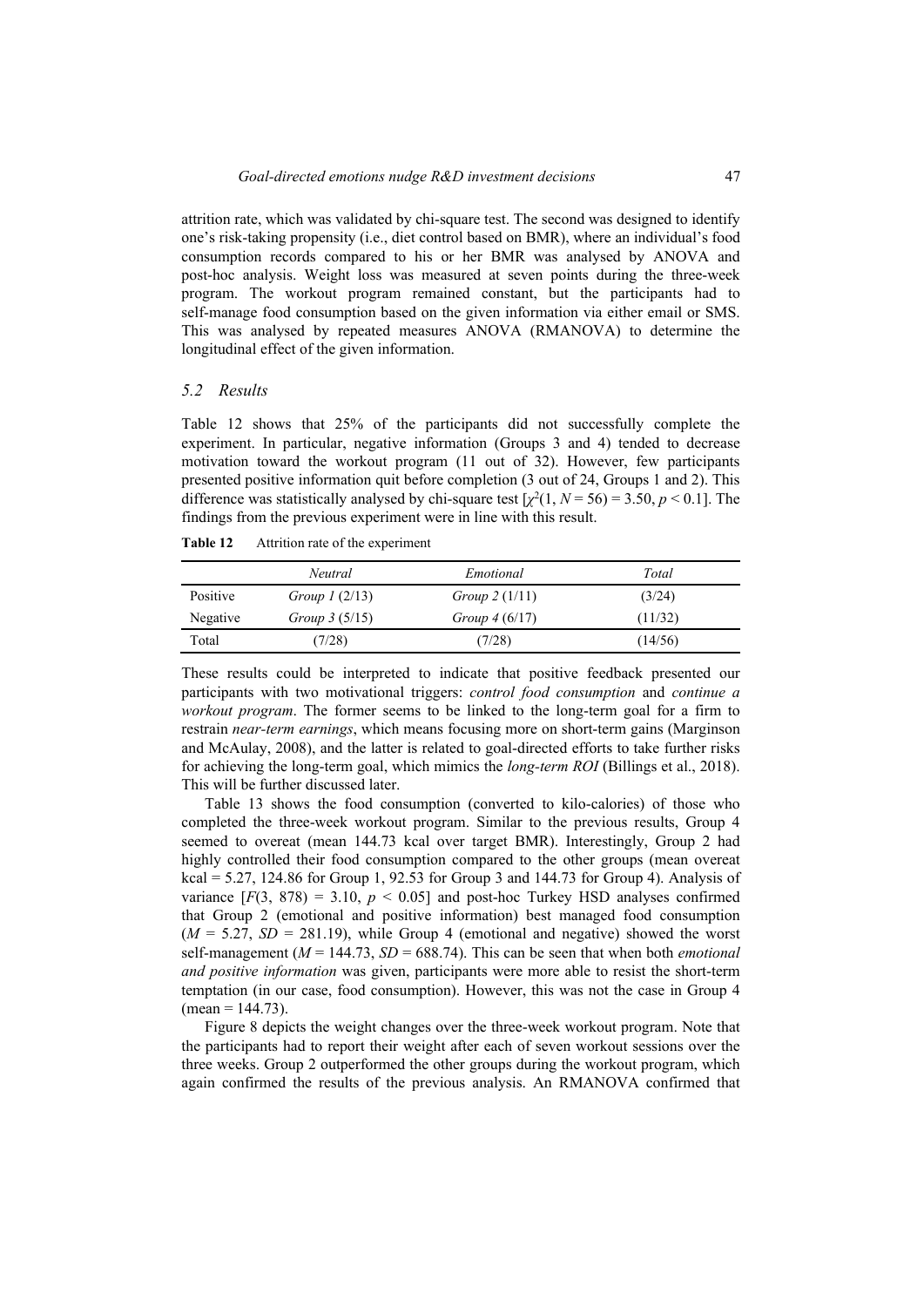attrition rate, which was validated by chi-square test. The second was designed to identify one's risk-taking propensity (i.e., diet control based on BMR), where an individual's food consumption records compared to his or her BMR was analysed by ANOVA and post-hoc analysis. Weight loss was measured at seven points during the three-week program. The workout program remained constant, but the participants had to self-manage food consumption based on the given information via either email or SMS. This was analysed by repeated measures ANOVA (RMANOVA) to determine the longitudinal effect of the given information.

### *5.2 Results*

Table 12 shows that 25% of the participants did not successfully complete the experiment. In particular, negative information (Groups 3 and 4) tended to decrease motivation toward the workout program (11 out of 32). However, few participants presented positive information quit before completion (3 out of 24, Groups 1 and 2). This difference was statistically analysed by chi-square test [$\chi^2(1, N = 56) = 3.50, p < 0.1$]. The findings from the previous experiment were in line with this result.

**Table 12** Attrition rate of the experiment

| | *Neutral* | *Emotional* | *Total* |
|---|---|---|---|
| Positive | *Group 1* (2/13) | *Group 2* (1/11) | (3/24) |
| Negative | *Group 3* (5/15) | *Group 4* (6/17) | (11/32) |
| Total | (7/28) | (7/28) | (14/56) |

These results could be interpreted to indicate that positive feedback presented our participants with two motivational triggers: *control food consumption* and *continue a workout program*. The former seems to be linked to the long-term goal for a firm to restrain *near-term earnings*, which means focusing more on short-term gains (Marginson and McAulay, 2008), and the latter is related to goal-directed efforts to take further risks for achieving the long-term goal, which mimics the *long-term ROI* (Billings et al., 2018). This will be discussed later.

Table 13 shows the food consumption (converted to kilo-calories) of those who completed the three-week workout program. Similar to the previous results, Group 4 seemed to overeat (mean 144.73 kcal over target BMR). Interestingly, Group 2 had highly controlled their food consumption compared to the other groups (mean overeat kcal = 5.27, 124.86 for Group 1, 92.53 for Group 3 and 144.73 for Group 4). Analysis of variance [$F(3, 878) = 3.10, p < 0.05$] and post-hoc Turkey HSD analyses confirmed that Group 2 (emotional and positive information) best managed food consumption ($M = 5.27, SD = 281.19$), while Group 4 (emotional and negative) showed the worst self-management ($M = 144.73, SD = 688.74$). This can be seen that when both *emotional and positive information* was given, participants were more able to resist the short-term temptation (in our case, food consumption). However, this was not the case in Group 4 (mean = 144.73).

Figure 8 depicts the weight changes over the three-week workout program. Note that the participants had to report their weight after each of seven workout sessions over the three weeks. Group 2 outperformed the other groups during the workout program, which again confirmed the results of the previous analysis. An RMANOVA confirmed that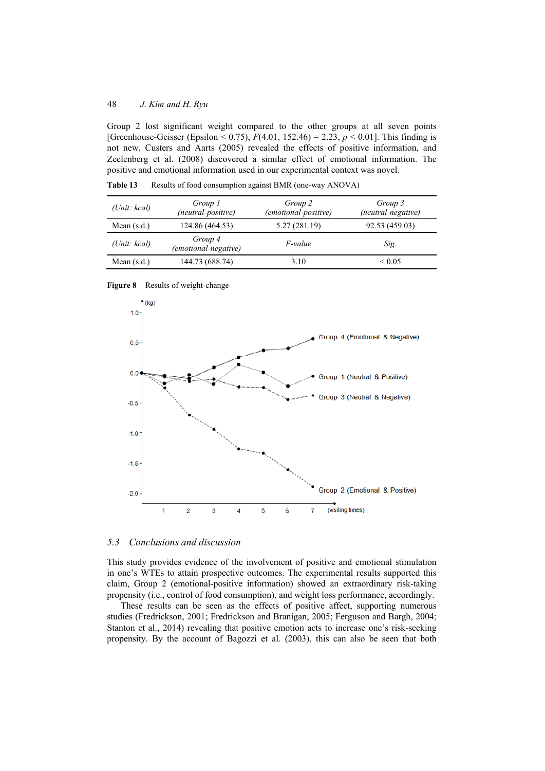Group 2 lost significant weight compared to the other groups at all seven points [Greenhouse-Geisser (Epsilon < 0.75), $F(4.01, 152.46) = 2.23$, $p < 0.01$]. This finding is not new, Custers and Aarts (2005) revealed the effects of positive information, and Zeelenberg et al. (2008) discovered a similar effect of emotional information. The positive and emotional information used in our experimental context was novel.

**Table 13** Results of food consumption against BMR (one-way ANOVA)

| *(Unit: kcal)* | *Group 1 (neutral-positive)* | *Group 2 (emotional-positive)* | *Group 3 (neutral-negative)* |
|---|---|---|---|
| Mean (s.d.) | 124.86 (464.53) | 5.27 (281.19) | 92.53 (459.03) |
| *(Unit: kcal)* | *Group 4 (emotional-negative)* | *F-value* | *Sig.* |
| Mean (s.d.) | 144.73 (688.74) | 3.10 | < 0.05 |

**Figure 8** Results of weight-change

## 5.3 Conclusions and discussion

This study provides evidence of the involvement of positive and emotional stimulation in one's WTEs to attain prospective outcomes. The experimental results supported this claim, Group 2 (emotional-positive information) showed an extraordinary risk-taking propensity (i.e., control of food consumption), and weight loss performance, accordingly.

These results can be seen as the effects of positive affect, supporting numerous studies (Fredrickson, 2001; Fredrickson and Branigan, 2005; Ferguson and Bargh, 2004; Stanton et al., 2014) revealing that positive emotion acts to increase one's risk-seeking propensity. By the account of Bagozzi et al. (2003), this can also be seen that both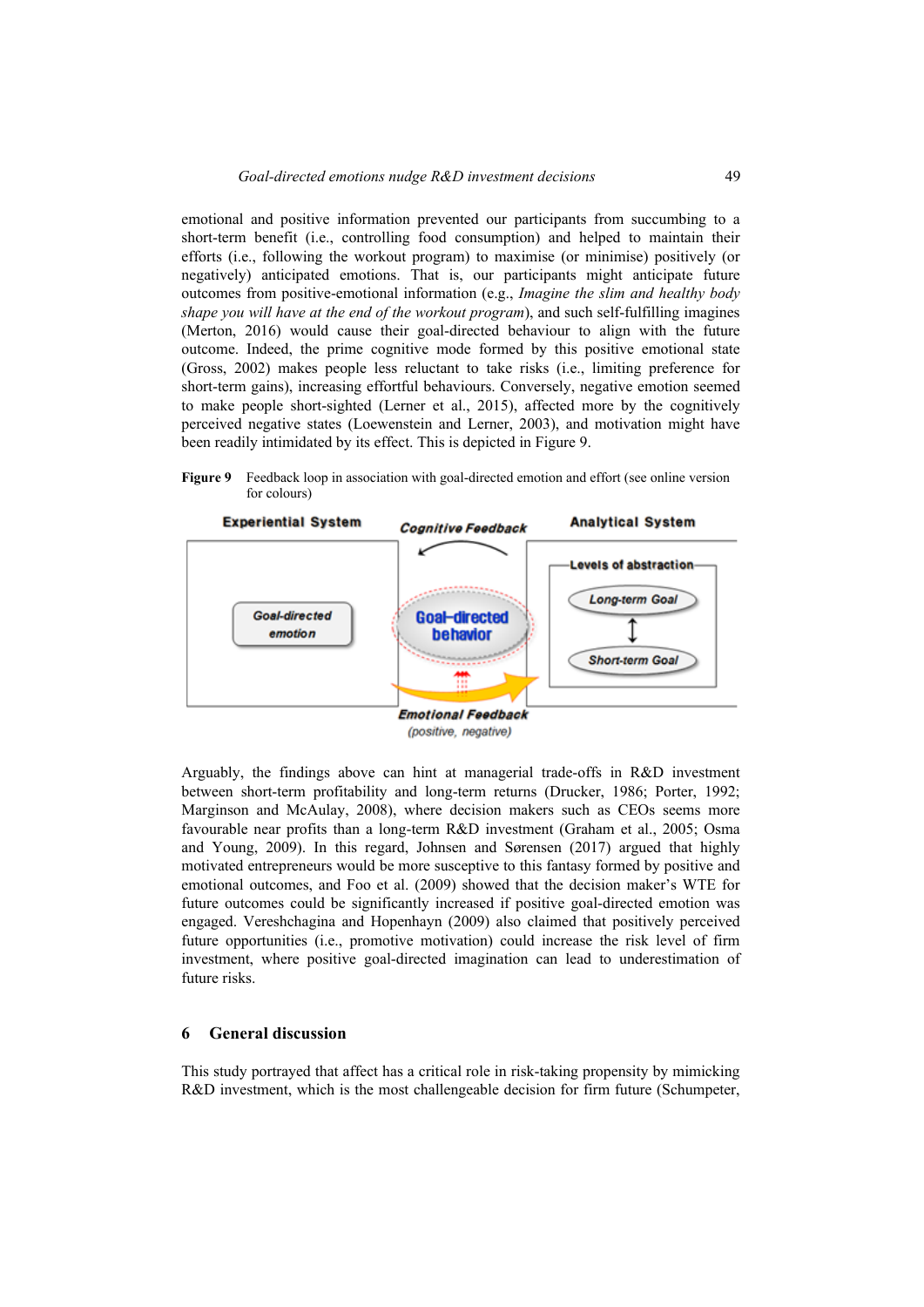emotional and positive information prevented our participants from succumbing to a short-term benefit (i.e., controlling food consumption) and helped to maintain their efforts (i.e., following the workout program) to maximise (or minimise) positively (or negatively) anticipated emotions. That is, our participants might anticipate future outcomes from positive-emotional information (e.g., *Imagine the slim and healthy body shape you will have at the end of the workout program*), and such self-fulfilling imagines (Merton, 2016) would cause their goal-directed behaviour to align with the future outcome. Indeed, the prime cognitive mode formed by this positive emotional state (Gross, 2002) makes people less reluctant to take risks (i.e., limiting preference for short-term gains), increasing effortful behaviours. Conversely, negative emotion seemed to make people short-sighted (Lerner et al., 2015), affected more by the cognitively perceived negative states (Loewenstein and Lerner, 2003), and motivation might have been readily intimidated by its effect. This is depicted in Figure 9.

**Figure 9** Feedback loop in association with goal-directed emotion and effort (see online version for colours)

Experiential System | Cognitive Feedback | Analytical System

Goal-directed emotion | Goal-directed behavior | Levels of abstraction: Long-term Goal, Short-term Goal

Emotional Feedback (positive, negative)

Arguably, the findings above can hint at managerial trade-offs in R&D investment between short-term profitability and long-term returns (Drucker, 1986; Porter, 1992; Marginson and McAulay, 2008), where decision makers such as CEOs seems more favourable near profits than a long-term R&D investment (Graham et al., 2005; Osma and Young, 2009). In this regard, Johnsen and Sørensen (2017) argued that highly motivated entrepreneurs would be more susceptive to this fantasy formed by positive and emotional outcomes, and Foo et al. (2009) showed that the decision maker's WTE for future outcomes could be significantly increased if positive goal-directed emotion was engaged. Vereshchagina and Hopenhayn (2009) also claimed that positively perceived future opportunities (i.e., promotive motivation) could increase the risk level of firm investment, where positive goal-directed imagination can lead to underestimation of future risks.

## 6 General discussion

This study portrayed that affect has a critical role in risk-taking propensity by mimicking R&D investment, which is the most challengeable decision for firm future (Schumpeter,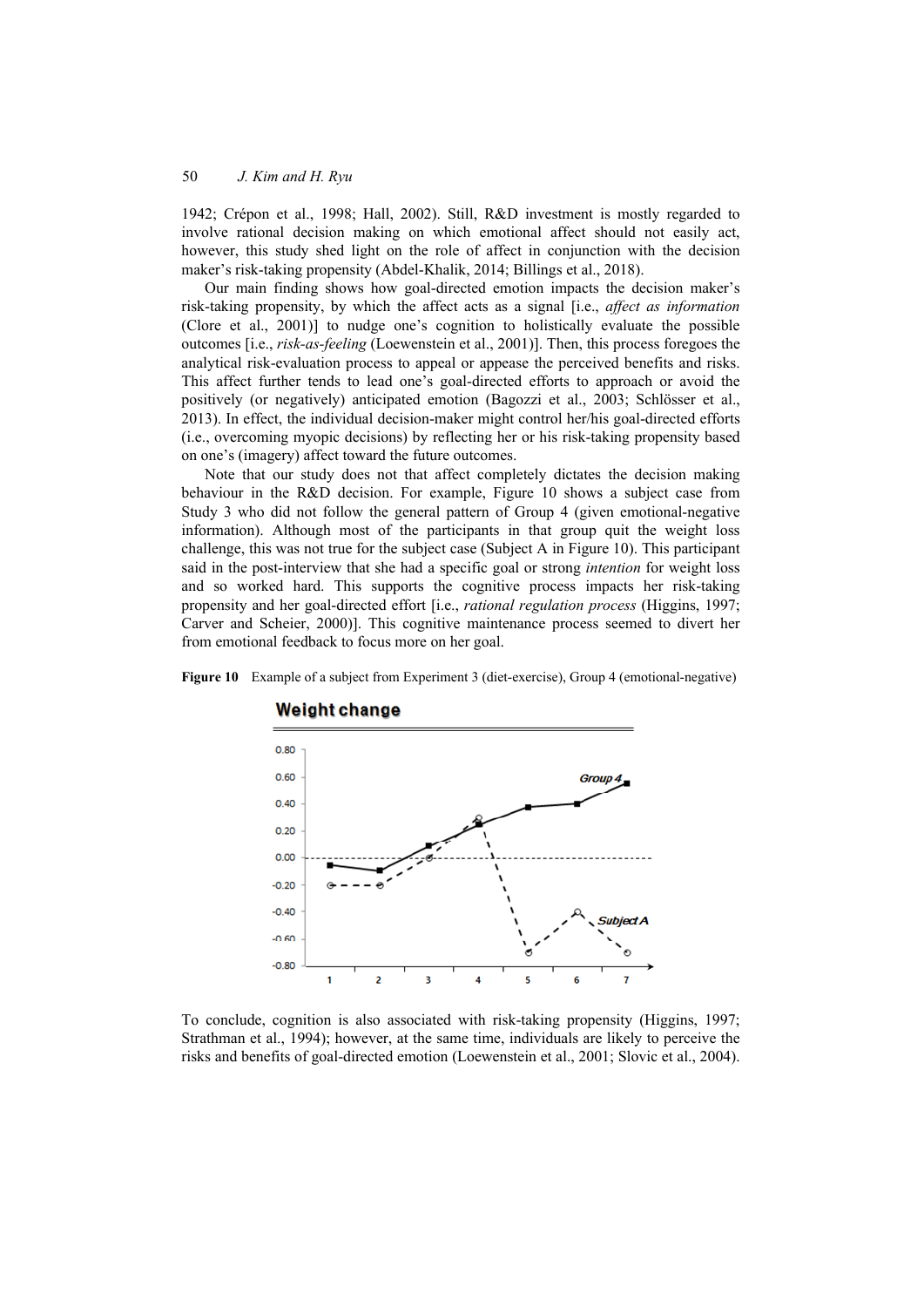1942; Crépon et al., 1998; Hall, 2002). Still, R&D investment is mostly regarded to involve rational decision making on which emotional affect should not easily act, however, this study shed light on the role of affect in conjunction with the decision maker's risk-taking propensity (Abdel-Khalik, 2014; Billings et al., 2018).

Our main finding shows how goal-directed emotion impacts the decision maker's risk-taking propensity, by which the affect acts as a signal [i.e., *affect as information* (Clore et al., 2001)] to nudge one's cognition to holistically evaluate the possible outcomes [i.e., *risk-as-feeling* (Loewenstein et al., 2001)]. Then, this process foregoes the analytical risk-evaluation process to appeal or appease the perceived benefits and risks. This affect further tends to lead one's goal-directed efforts to approach or avoid the positively (or negatively) anticipated emotion (Bagozzi et al., 2003; Schlösser et al., 2013). In effect, the individual decision-maker might control her/his goal-directed efforts (i.e., overcoming myopic decisions) by reflecting her or his risk-taking propensity based on one's (imagery) affect toward the future outcomes.

Note that our study does not that affect completely dictates the decision making behaviour in the R&D decision. For example, Figure 10 shows a subject case from Study 3 who did not follow the general pattern of Group 4 (given emotional-negative information). Although most of the participants in that group quit the weight loss challenge, this was not true for the subject case (Subject A in Figure 10). This participant said in the post-interview that she had a specific goal or strong *intention* for weight loss and so worked hard. This supports the cognitive process impacts her risk-taking propensity and her goal-directed effort [i.e., *rational regulation process* (Higgins, 1997; Carver and Scheier, 2000)]. This cognitive maintenance process seemed to divert her from emotional feedback to focus more on her goal.

**Figure 10** Example of a subject from Experiment 3 (diet-exercise), Group 4 (emotional-negative)

To conclude, cognition is also associated with risk-taking propensity (Higgins, 1997; Strathman et al., 1994); however, at the same time, individuals are likely to perceive the risks and benefits of goal-directed emotion (Loewenstein et al., 2001; Slovic et al., 2004).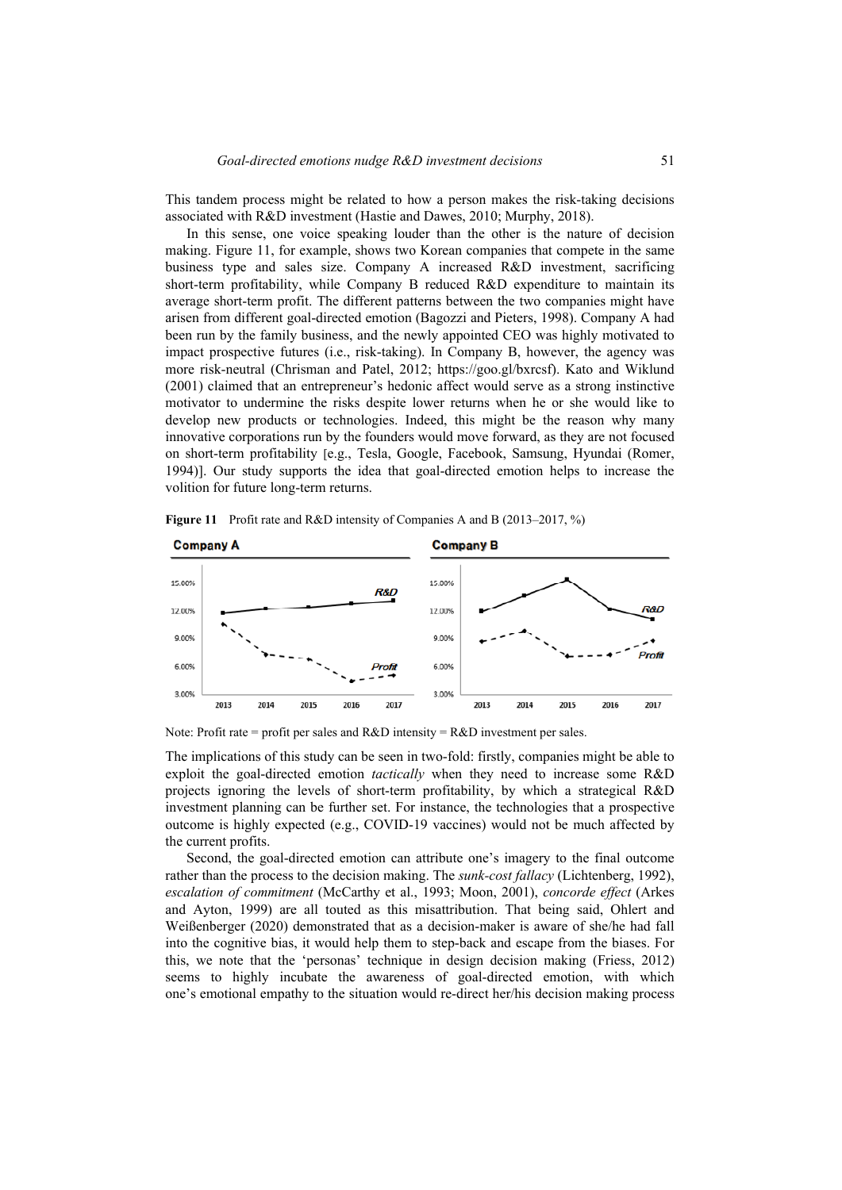This tandem process might be related to how a person makes the risk-taking decisions associated with R&D investment (Hastie and Dawes, 2010; Murphy, 2018).

In this sense, one voice speaking louder than the other is the nature of decision making. Figure 11, for example, shows two Korean companies that compete in the same business type and sales size. Company A increased R&D investment, sacrificing short-term profitability, while Company B reduced R&D expenditure to maintain its average short-term profit. The different patterns between the two companies might have arisen from different goal-directed emotion (Bagozzi and Pieters, 1998). Company A had been run by the family business, and the newly appointed CEO was highly motivated to impact prospective futures (i.e., risk-taking). In Company B, however, the agency was more risk-neutral (Chrisman and Patel, 2012; https://goo.gl/bxrcsf). Kato and Wiklund (2001) claimed that an entrepreneur's hedonic affect would serve as a strong instinctive motivator to undermine the risks despite lower returns when he or she would like to develop new products or technologies. Indeed, this might be the reason why many innovative corporations run by the founders would move forward, as they are not focused on short-term profitability [e.g., Tesla, Google, Facebook, Samsung, Hyundai (Romer, 1994)]. Our study supports the idea that goal-directed emotion helps to increase the volition for future long-term returns.

**Figure 11** Profit rate and R&D intensity of Companies A and B (2013–2017, %)

Note: Profit rate = profit per sales and R&D intensity = R&D investment per sales.

The implications of this study can be seen in two-fold: firstly, companies might be able to exploit the goal-directed emotion *tactically* when they need to increase some R&D projects ignoring the levels of short-term profitability, by which a strategical R&D investment planning can be further set. For instance, the technologies that a prospective outcome is highly expected (e.g., COVID-19 vaccines) would not be much affected by the current profits.

Second, the goal-directed emotion can attribute one's imagery to the final outcome rather than the process to the decision making. The *sunk-cost fallacy* (Lichtenberg, 1992), *escalation of commitment* (McCarthy et al., 1993; Moon, 2001), *concorde effect* (Arkes and Ayton, 1999) are all touted as this misattribution. That being said, Ohlert and Weißenberger (2020) demonstrated that as a decision-maker is aware of she/he had fall into the cognitive bias, it would help them to step-back and escape from the biases. For this, we note that the 'personas' technique in design decision making (Friess, 2012) seems to highly incubate the awareness of goal-directed emotion, with which one's emotional empathy to the situation would re-direct her/his decision making process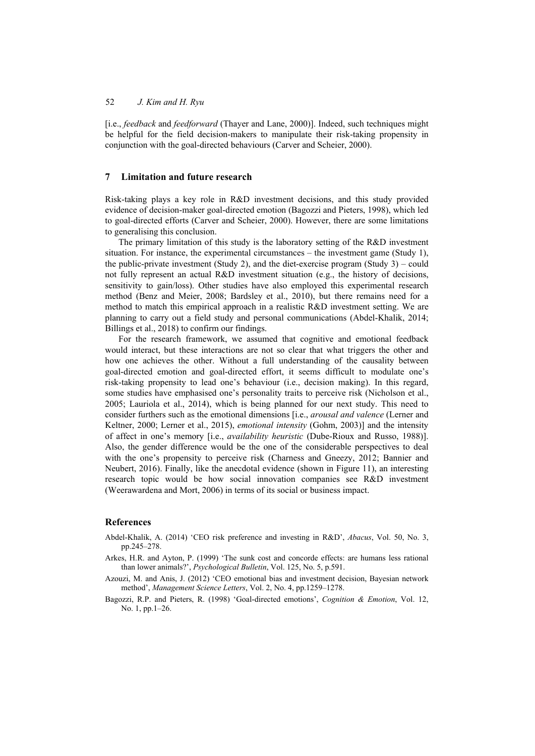[i.e., *feedback* and *feedforward* (Thayer and Lane, 2000)]. Indeed, such techniques might be helpful for the field decision-makers to manipulate their risk-taking propensity in conjunction with the goal-directed behaviours (Carver and Scheier, 2000).

## 7 Limitation and future research

Risk-taking plays a key role in R&D investment decisions, and this study provided evidence of decision-maker goal-directed emotion (Bagozzi and Pieters, 1998), which led to goal-directed efforts (Carver and Scheier, 2000). However, there are some limitations to generalising this conclusion.

The primary limitation of this study is the laboratory setting of the R&D investment situation. For instance, the experimental circumstances – the investment game (Study 1), the public-private investment (Study 2), and the diet-exercise program (Study 3) – could not fully represent an actual R&D investment situation (e.g., the history of decisions, sensitivity to gain/loss). Other studies have also employed this experimental research method (Benz and Meier, 2008; Bardsley et al., 2010), but there remains need for a method to match this empirical approach in a realistic R&D investment setting. We are planning to carry out a field study and personal communications (Abdel-Khalik, 2014; Billings et al., 2018) to confirm our findings.

For the research framework, we assumed that cognitive and emotional feedback would interact, but these interactions are not so clear that what triggers the other and how one achieves the other. Without a full understanding of the causality between goal-directed emotion and goal-directed effort, it seems difficult to modulate one's risk-taking propensity to lead one's behaviour (i.e., decision making). In this regard, some studies have emphasised one's personality traits to perceive risk (Nicholson et al., 2005; Lauriola et al., 2014), which is being planned for our next study. This need to consider furthers such as the emotional dimensions [i.e., *arousal and valence* (Lerner and Keltner, 2000; Lerner et al., 2015), *emotional intensity* (Gohm, 2003)] and the intensity of affect in one's memory [i.e., *availability heuristic* (Dube-Rioux and Russo, 1988)]. Also, the gender difference would be the one of the considerable perspectives to deal with the one's propensity to perceive risk (Charness and Gneezy, 2012; Bannier and Neubert, 2016). Finally, like the anecdotal evidence (shown in Figure 11), an interesting research topic would be how social innovation companies see R&D investment (Weerawardena and Mort, 2006) in terms of its social or business impact.

## References

Abdel-Khalik, A. (2014) 'CEO risk preference and investing in R&D', *Abacus*, Vol. 50, No. 3, pp.245–278.

Arkes, H.R. and Ayton, P. (1999) 'The sunk cost and concorde effects: are humans less rational than lower animals?', *Psychological Bulletin*, Vol. 125, No. 5, p.591.

Azouzi, M. and Anis, J. (2012) 'CEO emotional bias and investment decision, Bayesian network method', *Management Science Letters*, Vol. 2, No. 4, pp.1259–1278.

Bagozzi, R.P. and Pieters, R. (1998) 'Goal-directed emotions', *Cognition & Emotion*, Vol. 12, No. 1, pp.1–26.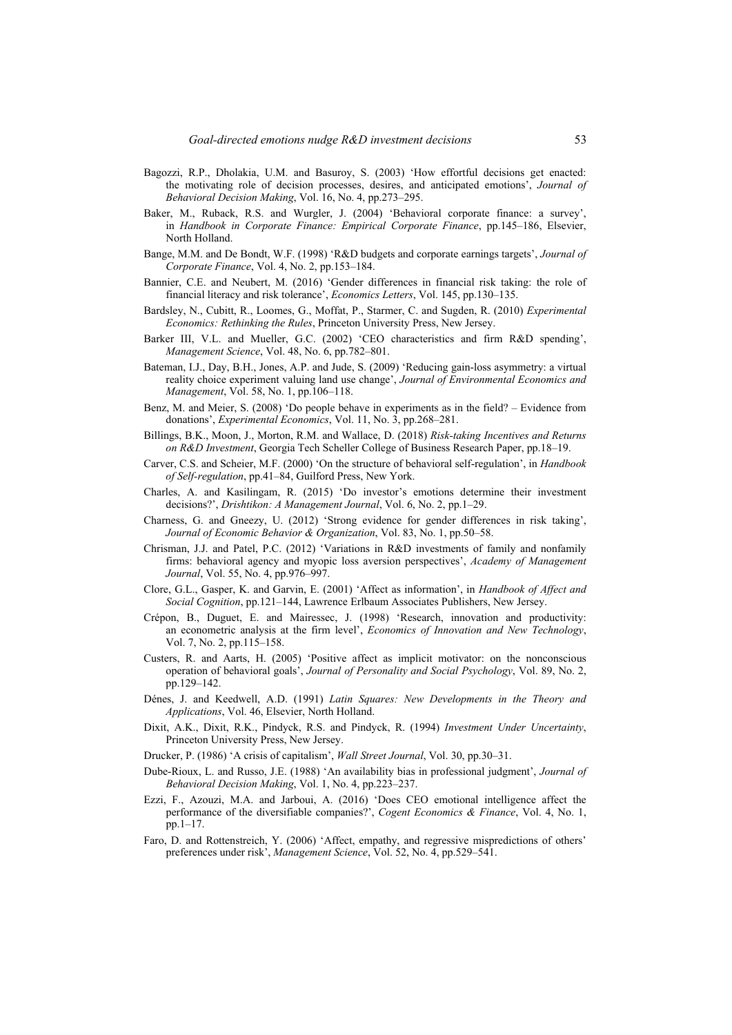Bagozzi, R.P., Dholakia, U.M. and Basuroy, S. (2003) 'How effortful decisions get enacted: the motivating role of decision processes, desires, and anticipated emotions', *Journal of Behavioral Decision Making*, Vol. 16, No. 4, pp.273–295.

Baker, M., Ruback, R.S. and Wurgler, J. (2004) 'Behavioral corporate finance: a survey', in *Handbook in Corporate Finance: Empirical Corporate Finance*, pp.145–186, Elsevier, North Holland.

Bange, M.M. and De Bondt, W.F. (1998) 'R&D budgets and corporate earnings targets', *Journal of Corporate Finance*, Vol. 4, No. 2, pp.153–184.

Bannier, C.E. and Neubert, M. (2016) 'Gender differences in financial risk taking: the role of financial literacy and risk tolerance', *Economics Letters*, Vol. 145, pp.130–135.

Bardsley, N., Cubitt, R., Loomes, G., Moffat, P., Starmer, C. and Sugden, R. (2010) *Experimental Economics: Rethinking the Rules*, Princeton University Press, New Jersey.

Barker III, V.L. and Mueller, G.C. (2002) 'CEO characteristics and firm R&D spending', *Management Science*, Vol. 48, No. 6, pp.782–801.

Bateman, I.J., Day, B.H., Jones, A.P. and Jude, S. (2009) 'Reducing gain-loss asymmetry: a virtual reality choice experiment valuing land use change', *Journal of Environmental Economics and Management*, Vol. 58, No. 1, pp.106–118.

Benz, M. and Meier, S. (2008) 'Do people behave in experiments as in the field? – Evidence from donations', *Experimental Economics*, Vol. 11, No. 3, pp.268–281.

Billings, B.K., Moon, J., Morton, R.M. and Wallace, D. (2018) *Risk-taking Incentives and Returns on R&D Investment*, Georgia Tech Scheller College of Business Research Paper, pp.18–19.

Carver, C.S. and Scheier, M.F. (2000) 'On the structure of behavioral self-regulation', in *Handbook of Self-regulation*, pp.41–84, Guilford Press, New York.

Charles, A. and Kasilingam, R. (2015) 'Do investor's emotions determine their investment decisions?', *Drishtikon: A Management Journal*, Vol. 6, No. 2, pp.1–29.

Charness, G. and Gneezy, U. (2012) 'Strong evidence for gender differences in risk taking', *Journal of Economic Behavior & Organization*, Vol. 83, No. 1, pp.50–58.

Chrisman, J.J. and Patel, P.C. (2012) 'Variations in R&D investments of family and nonfamily firms: behavioral agency and myopic loss aversion perspectives', *Academy of Management Journal*, Vol. 55, No. 4, pp.976–997.

Clore, G.L., Gasper, K. and Garvin, E. (2001) 'Affect as information', in *Handbook of Affect and Social Cognition*, pp.121–144, Lawrence Erlbaum Associates Publishers, New Jersey.

Crépon, B., Duguet, E. and Mairessec, J. (1998) 'Research, innovation and productivity: an econometric analysis at the firm level', *Economics of Innovation and New Technology*, Vol. 7, No. 2, pp.115–158.

Custers, R. and Aarts, H. (2005) 'Positive affect as implicit motivator: on the nonconscious operation of behavioral goals', *Journal of Personality and Social Psychology*, Vol. 89, No. 2, pp.129–142.

Dénes, J. and Keedwell, A.D. (1991) *Latin Squares: New Developments in the Theory and Applications*, Vol. 46, Elsevier, North Holland.

Dixit, A.K., Dixit, R.K., Pindyck, R.S. and Pindyck, R. (1994) *Investment Under Uncertainty*, Princeton University Press, New Jersey.

Drucker, P. (1986) 'A crisis of capitalism', *Wall Street Journal*, Vol. 30, pp.30–31.

Dube-Rioux, L. and Russo, J.E. (1988) 'An availability bias in professional judgment', *Journal of Behavioral Decision Making*, Vol. 1, No. 4, pp.223–237.

Ezzi, F., Azouzi, M.A. and Jarboui, A. (2016) 'Does CEO emotional intelligence affect the performance of the diversifiable companies?', *Cogent Economics & Finance*, Vol. 4, No. 1, pp.1–17.

Faro, D. and Rottenstreich, Y. (2006) 'Affect, empathy, and regressive mispredictions of others' preferences under risk', *Management Science*, Vol. 52, No. 4, pp.529–541.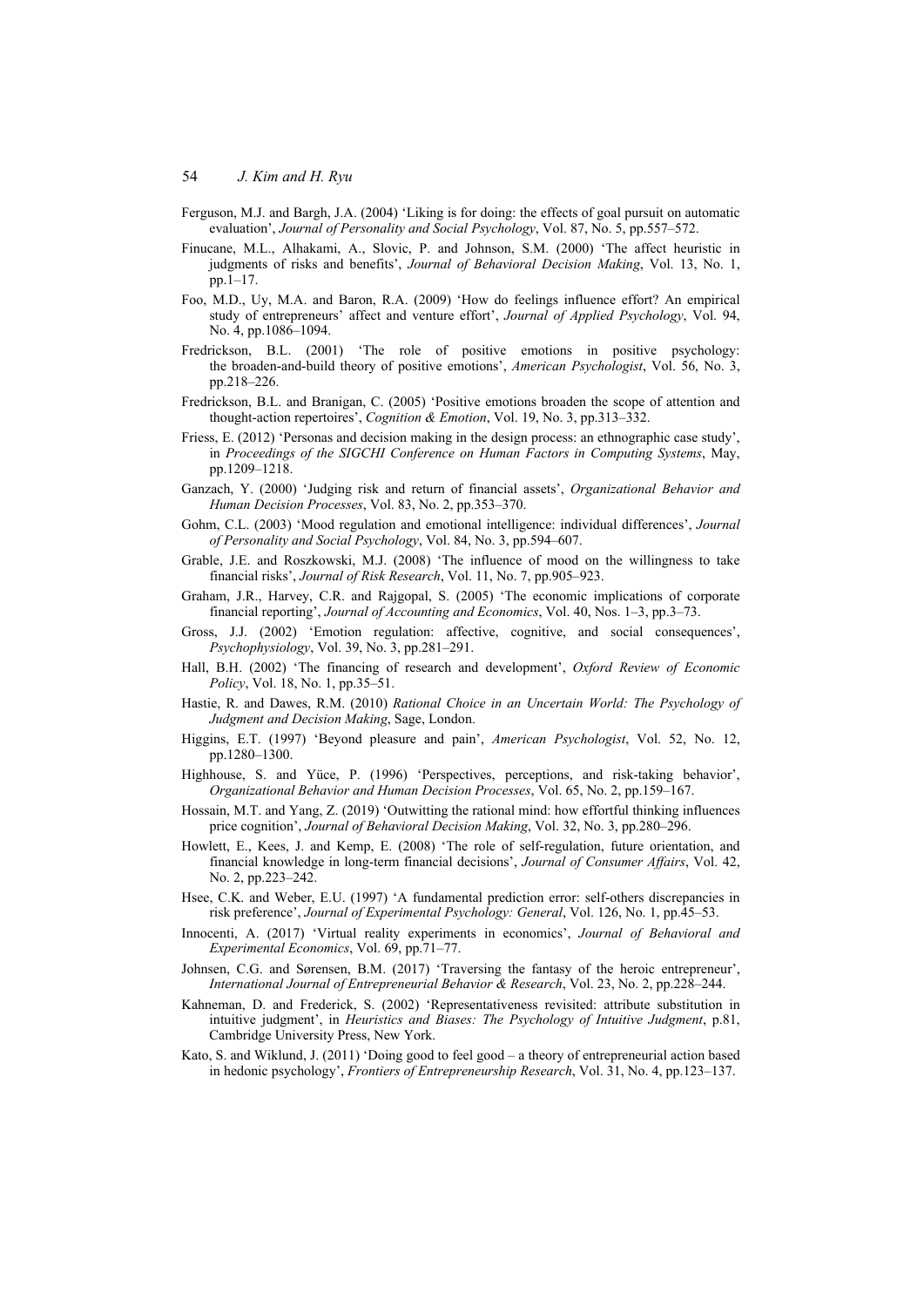Ferguson, M.J. and Bargh, J.A. (2004) 'Liking is for doing: the effects of goal pursuit on automatic evaluation', *Journal of Personality and Social Psychology*, Vol. 87, No. 5, pp.557–572.

Finucane, M.L., Alhakami, A., Slovic, P. and Johnson, S.M. (2000) 'The affect heuristic in judgments of risks and benefits', *Journal of Behavioral Decision Making*, Vol. 13, No. 1, pp.1–17.

Foo, M.D., Uy, M.A. and Baron, R.A. (2009) 'How do feelings influence effort? An empirical study of entrepreneurs' affect and venture effort', *Journal of Applied Psychology*, Vol. 94, No. 4, pp.1086–1094.

Fredrickson, B.L. (2001) 'The role of positive emotions in positive psychology: the broaden-and-build theory of positive emotions', *American Psychologist*, Vol. 56, No. 3, pp.218–226.

Fredrickson, B.L. and Branigan, C. (2005) 'Positive emotions broaden the scope of attention and thought-action repertoires', *Cognition & Emotion*, Vol. 19, No. 3, pp.313–332.

Friess, E. (2012) 'Personas and decision making in the design process: an ethnographic case study', in *Proceedings of the SIGCHI Conference on Human Factors in Computing Systems*, May, pp.1209–1218.

Ganzach, Y. (2000) 'Judging risk and return of financial assets', *Organizational Behavior and Human Decision Processes*, Vol. 83, No. 2, pp.353–370.

Gohm, C.L. (2003) 'Mood regulation and emotional intelligence: individual differences', *Journal of Personality and Social Psychology*, Vol. 84, No. 3, pp.594–607.

Grable, J.E. and Roszkowski, M.J. (2008) 'The influence of mood on the willingness to take financial risks', *Journal of Risk Research*, Vol. 11, No. 7, pp.905–923.

Graham, J.R., Harvey, C.R. and Rajgopal, S. (2005) 'The economic implications of corporate financial reporting', *Journal of Accounting and Economics*, Vol. 40, Nos. 1–3, pp.3–73.

Gross, J.J. (2002) 'Emotion regulation: affective, cognitive, and social consequences', *Psychophysiology*, Vol. 39, No. 3, pp.281–291.

Hall, B.H. (2002) 'The financing of research and development', *Oxford Review of Economic Policy*, Vol. 18, No. 1, pp.35–51.

Hastie, R. and Dawes, R.M. (2010) *Rational Choice in an Uncertain World: The Psychology of Judgment and Decision Making*, Sage, London.

Higgins, E.T. (1997) 'Beyond pleasure and pain', *American Psychologist*, Vol. 52, No. 12, pp.1280–1300.

Highhouse, S. and Yüce, P. (1996) 'Perspectives, perceptions, and risk-taking behavior', *Organizational Behavior and Human Decision Processes*, Vol. 65, No. 2, pp.159–167.

Hossain, M.T. and Yang, Z. (2019) 'Outwitting the rational mind: how effortful thinking influences price cognition', *Journal of Behavioral Decision Making*, Vol. 32, No. 3, pp.280–296.

Howlett, E., Kees, J. and Kemp, E. (2008) 'The role of self-regulation, future orientation, and financial knowledge in long-term financial decisions', *Journal of Consumer Affairs*, Vol. 42, No. 2, pp.223–242.

Hsee, C.K. and Weber, E.U. (1997) 'A fundamental prediction error: self-others discrepancies in risk preference', *Journal of Experimental Psychology: General*, Vol. 126, No. 1, pp.45–53.

Innocenti, A. (2017) 'Virtual reality experiments in economics', *Journal of Behavioral and Experimental Economics*, Vol. 69, pp.71–77.

Johnsen, C.G. and Sørensen, B.M. (2017) 'Traversing the fantasy of the heroic entrepreneur', *International Journal of Entrepreneurial Behavior & Research*, Vol. 23, No. 2, pp.228–244.

Kahneman, D. and Frederick, S. (2002) 'Representativeness revisited: attribute substitution in intuitive judgment', in *Heuristics and Biases: The Psychology of Intuitive Judgment*, p.81, Cambridge University Press, New York.

Kato, S. and Wiklund, J. (2011) 'Doing good to feel good – a theory of entrepreneurial action based in hedonic psychology', *Frontiers of Entrepreneurship Research*, Vol. 31, No. 4, pp.123–137.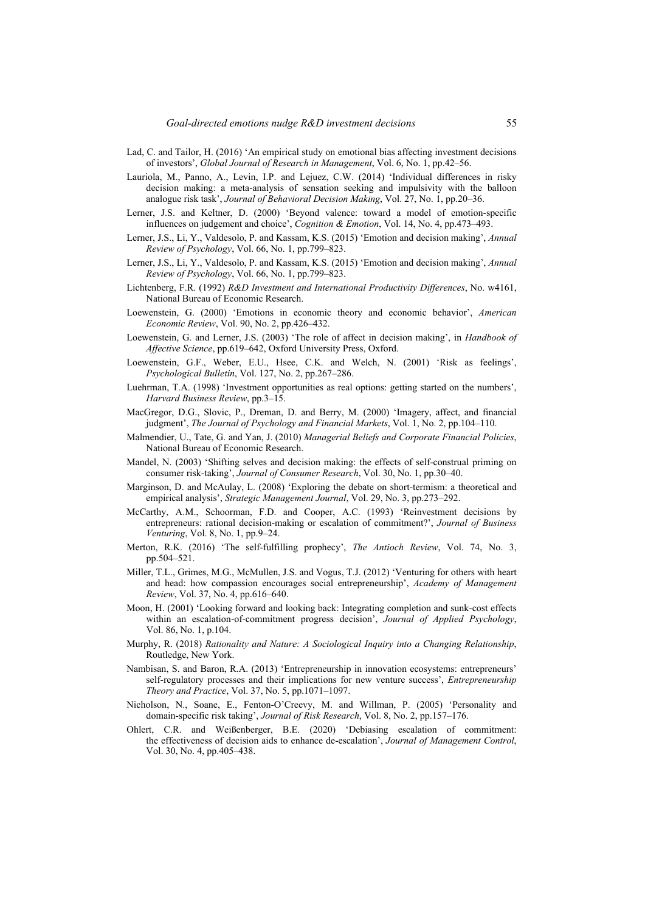Lad, C. and Tailor, H. (2016) 'An empirical study on emotional bias affecting investment decisions of investors', *Global Journal of Research in Management*, Vol. 6, No. 1, pp.42–56.

Lauriola, M., Panno, A., Levin, I.P. and Lejuez, C.W. (2014) 'Individual differences in risky decision making: a meta-analysis of sensation seeking and impulsivity with the balloon analogue risk task', *Journal of Behavioral Decision Making*, Vol. 27, No. 1, pp.20–36.

Lerner, J.S. and Keltner, D. (2000) 'Beyond valence: toward a model of emotion-specific influences on judgement and choice', *Cognition & Emotion*, Vol. 14, No. 4, pp.473–493.

Lerner, J.S., Li, Y., Valdesolo, P. and Kassam, K.S. (2015) 'Emotion and decision making', *Annual Review of Psychology*, Vol. 66, No. 1, pp.799–823.

Lerner, J.S., Li, Y., Valdesolo, P. and Kassam, K.S. (2015) 'Emotion and decision making', *Annual Review of Psychology*, Vol. 66, No. 1, pp.799–823.

Lichtenberg, F.R. (1992) *R&D Investment and International Productivity Differences*, No. w4161, National Bureau of Economic Research.

Loewenstein, G. (2000) 'Emotions in economic theory and economic behavior', *American Economic Review*, Vol. 90, No. 2, pp.426–432.

Loewenstein, G. and Lerner, J.S. (2003) 'The role of affect in decision making', in *Handbook of Affective Science*, pp.619–642, Oxford University Press, Oxford.

Loewenstein, G.F., Weber, E.U., Hsee, C.K. and Welch, N. (2001) 'Risk as feelings', *Psychological Bulletin*, Vol. 127, No. 2, pp.267–286.

Luehrman, T.A. (1998) 'Investment opportunities as real options: getting started on the numbers', *Harvard Business Review*, pp.3–15.

MacGregor, D.G., Slovic, P., Dreman, D. and Berry, M. (2000) 'Imagery, affect, and financial judgment', *The Journal of Psychology and Financial Markets*, Vol. 1, No. 2, pp.104–110.

Malmendier, U., Tate, G. and Yan, J. (2010) *Managerial Beliefs and Corporate Financial Policies*, National Bureau of Economic Research.

Mandel, N. (2003) 'Shifting selves and decision making: the effects of self-construal priming on consumer risk-taking', *Journal of Consumer Research*, Vol. 30, No. 1, pp.30–40.

Marginson, D. and McAulay, L. (2008) 'Exploring the debate on short-termism: a theoretical and empirical analysis', *Strategic Management Journal*, Vol. 29, No. 3, pp.273–292.

McCarthy, A.M., Schoorman, F.D. and Cooper, A.C. (1993) 'Reinvestment decisions by entrepreneurs: rational decision-making or escalation of commitment?', *Journal of Business Venturing*, Vol. 8, No. 1, pp.9–24.

Merton, R.K. (2016) 'The self-fulfilling prophecy', *The Antioch Review*, Vol. 74, No. 3, pp.504–521.

Miller, T.L., Grimes, M.G., McMullen, J.S. and Vogus, T.J. (2012) 'Venturing for others with heart and head: how compassion encourages social entrepreneurship', *Academy of Management Review*, Vol. 37, No. 4, pp.616–640.

Moon, H. (2001) 'Looking forward and looking back: Integrating completion and sunk-cost effects within an escalation-of-commitment progress decision', *Journal of Applied Psychology*, Vol. 86, No. 1, p.104.

Murphy, R. (2018) *Rationality and Nature: A Sociological Inquiry into a Changing Relationship*, Routledge, New York.

Nambisan, S. and Baron, R.A. (2013) 'Entrepreneurship in innovation ecosystems: entrepreneurs' self-regulatory processes and their implications for new venture success', *Entrepreneurship Theory and Practice*, Vol. 37, No. 5, pp.1071–1097.

Nicholson, N., Soane, E., Fenton-O'Creevy, M. and Willman, P. (2005) 'Personality and domain-specific risk taking', *Journal of Risk Research*, Vol. 8, No. 2, pp.157–176.

Ohlert, C.R. and Weißenberger, B.E. (2020) 'Debiasing escalation of commitment: the effectiveness of decision aids to enhance de-escalation', *Journal of Management Control*, Vol. 30, No. 4, pp.405–438.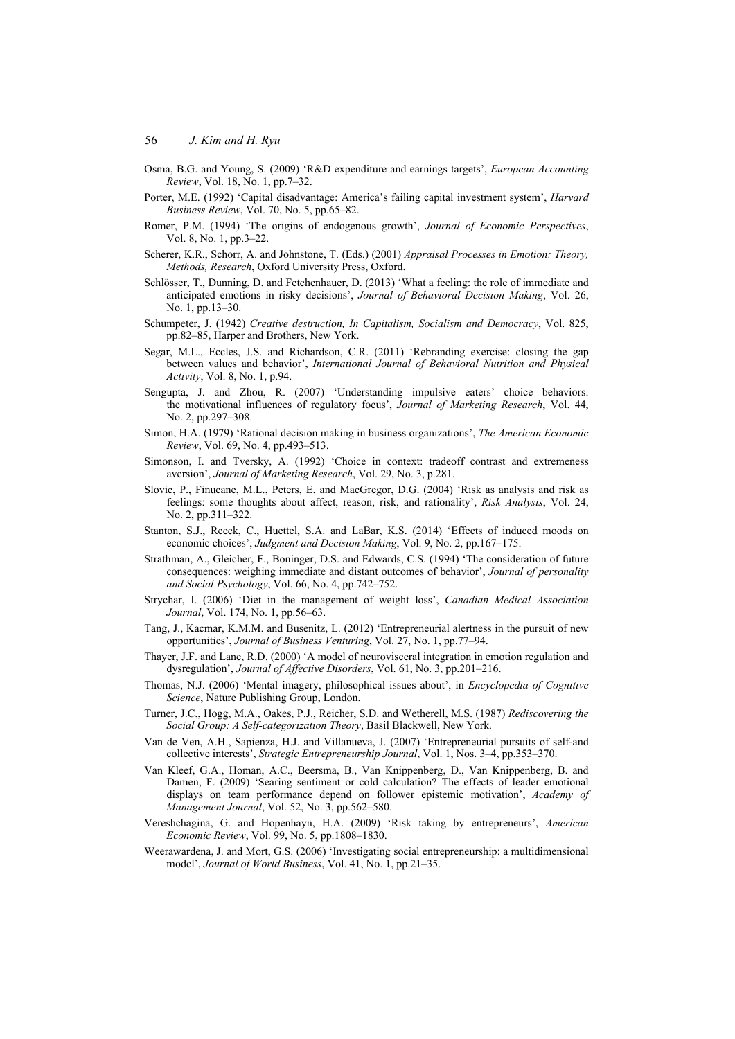Osma, B.G. and Young, S. (2009) 'R&D expenditure and earnings targets', *European Accounting Review*, Vol. 18, No. 1, pp.7–32.

Porter, M.E. (1992) 'Capital disadvantage: America's failing capital investment system', *Harvard Business Review*, Vol. 70, No. 5, pp.65–82.

Romer, P.M. (1994) 'The origins of endogenous growth', *Journal of Economic Perspectives*, Vol. 8, No. 1, pp.3–22.

Scherer, K.R., Schorr, A. and Johnstone, T. (Eds.) (2001) *Appraisal Processes in Emotion: Theory, Methods, Research*, Oxford University Press, Oxford.

Schlösser, T., Dunning, D. and Fetchenhauer, D. (2013) 'What a feeling: the role of immediate and anticipated emotions in risky decisions', *Journal of Behavioral Decision Making*, Vol. 26, No. 1, pp.13–30.

Schumpeter, J. (1942) *Creative destruction, In Capitalism, Socialism and Democracy*, Vol. 825, pp.82–85, Harper and Brothers, New York.

Segar, M.L., Eccles, J.S. and Richardson, C.R. (2011) 'Rebranding exercise: closing the gap between values and behavior', *International Journal of Behavioral Nutrition and Physical Activity*, Vol. 8, No. 1, p.94.

Sengupta, J. and Zhou, R. (2007) 'Understanding impulsive eaters' choice behaviors: the motivational influences of regulatory focus', *Journal of Marketing Research*, Vol. 44, No. 2, pp.297–308.

Simon, H.A. (1979) 'Rational decision making in business organizations', *The American Economic Review*, Vol. 69, No. 4, pp.493–513.

Simonson, I. and Tversky, A. (1992) 'Choice in context: tradeoff contrast and extremeness aversion', *Journal of Marketing Research*, Vol. 29, No. 3, p.281.

Slovic, P., Finucane, M.L., Peters, E. and MacGregor, D.G. (2004) 'Risk as analysis and risk as feelings: some thoughts about affect, reason, risk, and rationality', *Risk Analysis*, Vol. 24, No. 2, pp.311–322.

Stanton, S.J., Reeck, C., Huettel, S.A. and LaBar, K.S. (2014) 'Effects of induced moods on economic choices', *Judgment and Decision Making*, Vol. 9, No. 2, pp.167–175.

Strathman, A., Gleicher, F., Boninger, D.S. and Edwards, C.S. (1994) 'The consideration of future consequences: weighing immediate and distant outcomes of behavior', *Journal of personality and Social Psychology*, Vol. 66, No. 4, pp.742–752.

Strychar, I. (2006) 'Diet in the management of weight loss', *Canadian Medical Association Journal*, Vol. 174, No. 1, pp.56–63.

Tang, J., Kacmar, K.M.M. and Busenitz, L. (2012) 'Entrepreneurial alertness in the pursuit of new opportunities', *Journal of Business Venturing*, Vol. 27, No. 1, pp.77–94.

Thayer, J.F. and Lane, R.D. (2000) 'A model of neurovisceral integration in emotion regulation and dysregulation', *Journal of Affective Disorders*, Vol. 61, No. 3, pp.201–216.

Thomas, N.J. (2006) 'Mental imagery, philosophical issues about', in *Encyclopedia of Cognitive Science*, Nature Publishing Group, London.

Turner, J.C., Hogg, M.A., Oakes, P.J., Reicher, S.D. and Wetherell, M.S. (1987) *Rediscovering the Social Group: A Self-categorization Theory*, Basil Blackwell, New York.

Van de Ven, A.H., Sapienza, H.J. and Villanueva, J. (2007) 'Entrepreneurial pursuits of self-and collective interests', *Strategic Entrepreneurship Journal*, Vol. 1, Nos. 3–4, pp.353–370.

Van Kleef, G.A., Homan, A.C., Beersma, B., Van Knippenberg, D., Van Knippenberg, B. and Damen, F. (2009) 'Searing sentiment or cold calculation? The effects of leader emotional displays on team performance depend on follower epistemic motivation', *Academy of Management Journal*, Vol. 52, No. 3, pp.562–580.

Vereshchagina, G. and Hopenhayn, H.A. (2009) 'Risk taking by entrepreneurs', *American Economic Review*, Vol. 99, No. 5, pp.1808–1830.

Weerawardena, J. and Mort, G.S. (2006) 'Investigating social entrepreneurship: a multidimensional model', *Journal of World Business*, Vol. 41, No. 1, pp.21–35.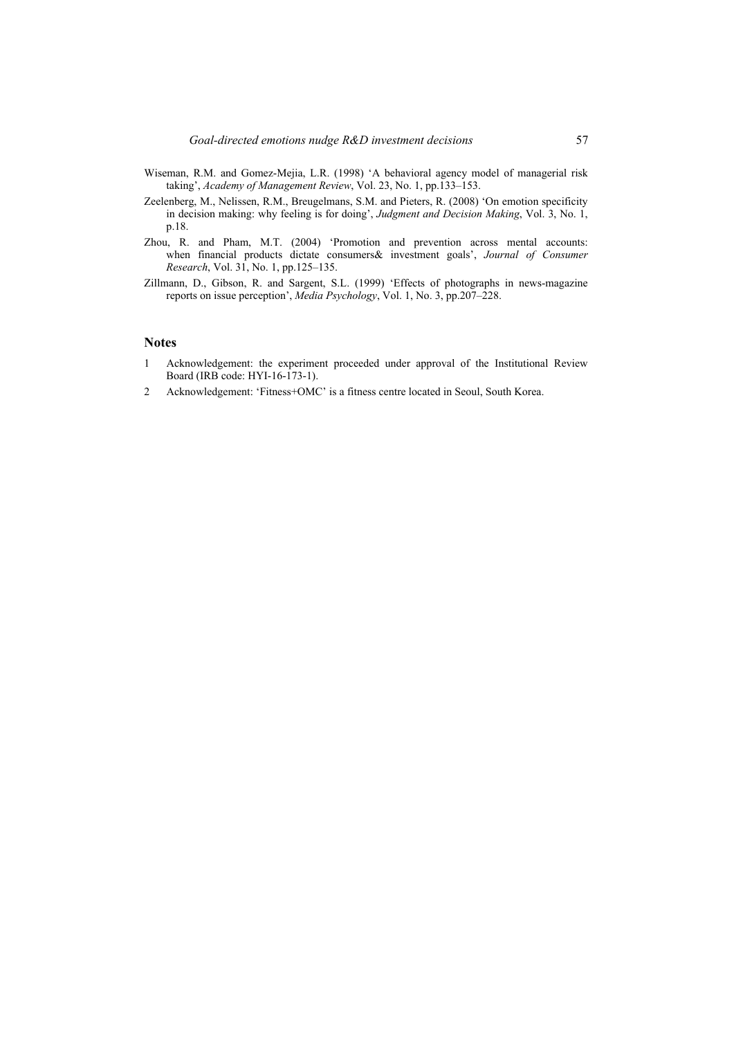Wiseman, R.M. and Gomez-Mejia, L.R. (1998) 'A behavioral agency model of managerial risk taking', *Academy of Management Review*, Vol. 23, No. 1, pp.133–153.

Zeelenberg, M., Nelissen, R.M., Breugelmans, S.M. and Pieters, R. (2008) 'On emotion specificity in decision making: why feeling is for doing', *Judgment and Decision Making*, Vol. 3, No. 1, p.18.

Zhou, R. and Pham, M.T. (2004) 'Promotion and prevention across mental accounts: when financial products dictate consumers& investment goals', *Journal of Consumer Research*, Vol. 31, No. 1, pp.125–135.

Zillmann, D., Gibson, R. and Sargent, S.L. (1999) 'Effects of photographs in news-magazine reports on issue perception', *Media Psychology*, Vol. 1, No. 3, pp.207–228.

## Notes

1. Acknowledgement: the experiment proceeded under approval of the Institutional Review Board (IRB code: HYI-16-173-1).
2. Acknowledgement: 'Fitness+OMC' is a fitness centre located in Seoul, South Korea.